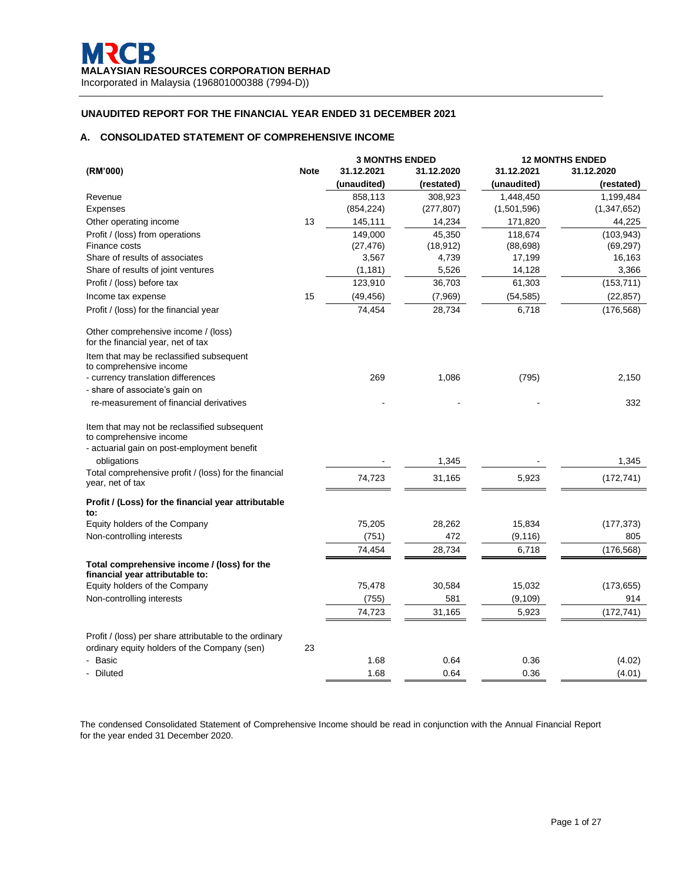**MRCB**

**MALAYSIAN RESOURCES CORPORATION BERHAD**

Incorporated in Malaysia (196801000388 (7994-D))

## UNAUDITED REPORT FOR THE FINANCIAL YEAR ENDED 31 DECEMBER 2021

### A. CONSOLIDATED STATEMENT OF COMPREHENSIVE INCOME

| (RM'000) | Note | 3 MONTHS ENDED | | 12 MONTHS ENDED | |
|---|---|---|---|---|---|
| | | 31.12.2021 | 31.12.2020 | 31.12.2021 | 31.12.2020 |
| | | (unaudited) | (restated) | (unaudited) | (restated) |
| Revenue | | 858,113 | 308,923 | 1,448,450 | 1,199,484 |
| Expenses | | (854,224) | (277,807) | (1,501,596) | (1,347,652) |
| Other operating income | 13 | 145,111 | 14,234 | 171,820 | 44,225 |
| Profit / (loss) from operations | | 149,000 | 45,350 | 118,674 | (103,943) |
| Finance costs | | (27,476) | (18,912) | (88,698) | (69,297) |
| Share of results of associates | | 3,567 | 4,739 | 17,199 | 16,163 |
| Share of results of joint ventures | | (1,181) | 5,526 | 14,128 | 3,366 |
| Profit / (loss) before tax | | 123,910 | 36,703 | 61,303 | (153,711) |
| Income tax expense | 15 | (49,456) | (7,969) | (54,585) | (22,857) |
| Profit / (loss) for the financial year | | 74,454 | 28,734 | 6,718 | (176,568) |
| Other comprehensive income / (loss) for the financial year, net of tax | | | | | |
| Item that may be reclassified subsequent to comprehensive income | | | | | |
| - currency translation differences | | 269 | 1,086 | (795) | 2,150 |
| - share of associate's gain on re-measurement of financial derivatives | | - | - | - | 332 |
| Item that may not be reclassified subsequent to comprehensive income | | | | | |
| - actuarial gain on post-employment benefit obligations | | - | 1,345 | - | 1,345 |
| Total comprehensive profit / (loss) for the financial year, net of tax | | 74,723 | 31,165 | 5,923 | (172,741) |
| **Profit / (Loss) for the financial year attributable to:** | | | | | |
| Equity holders of the Company | | 75,205 | 28,262 | 15,834 | (177,373) |
| Non-controlling interests | | (751) | 472 | (9,116) | 805 |
| | | 74,454 | 28,734 | 6,718 | (176,568) |
| **Total comprehensive income / (loss) for the financial year attributable to:** | | | | | |
| Equity holders of the Company | | 75,478 | 30,584 | 15,032 | (173,655) |
| Non-controlling interests | | (755) | 581 | (9,109) | 914 |
| | | 74,723 | 31,165 | 5,923 | (172,741) |
| Profit / (loss) per share attributable to the ordinary ordinary equity holders of the Company (sen) | 23 | | | | |
| - Basic | | 1.68 | 0.64 | 0.36 | (4.02) |
| - Diluted | | 1.68 | 0.64 | 0.36 | (4.01) |

The condensed Consolidated Statement of Comprehensive Income should be read in conjunction with the Annual Financial Report for the year ended 31 December 2020.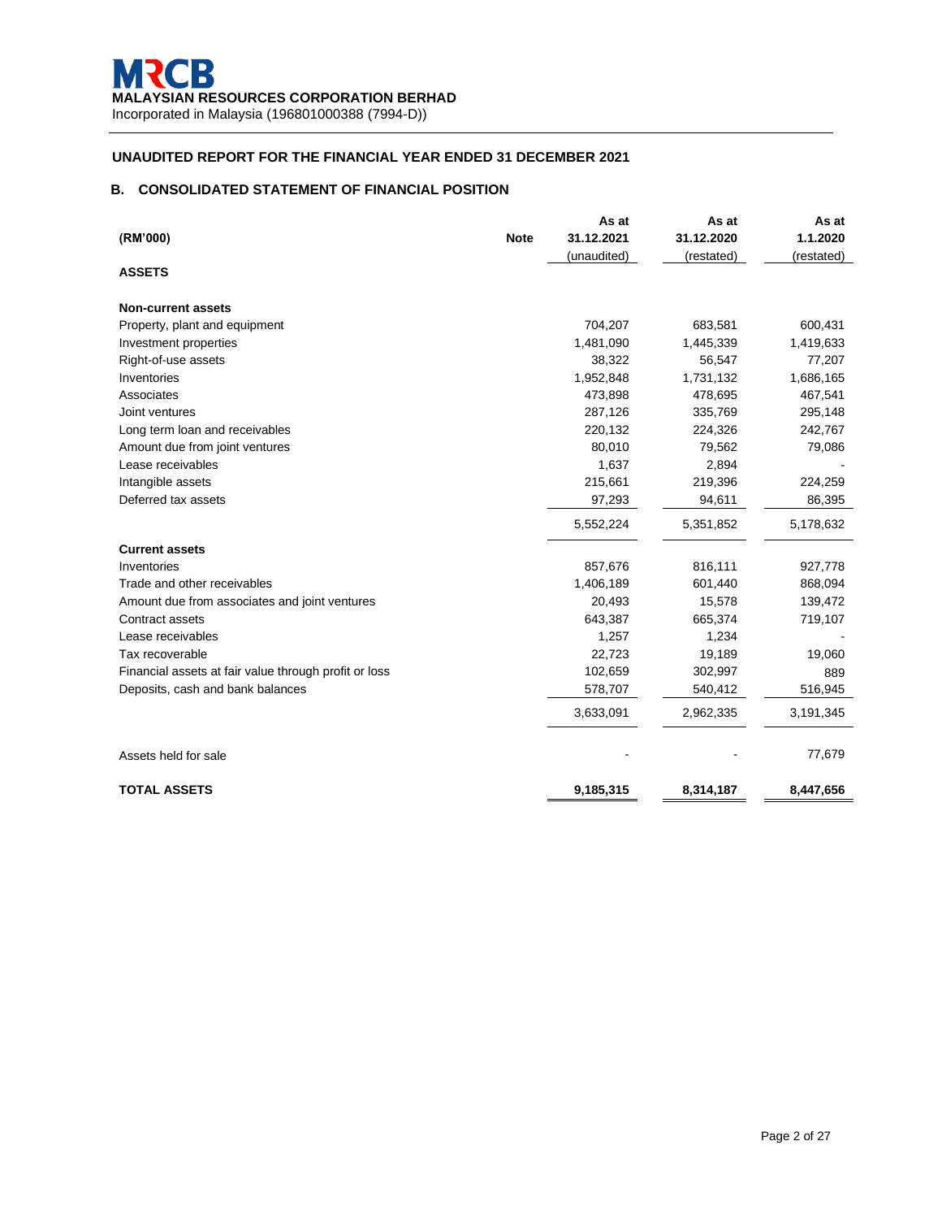**MALAYSIAN RESOURCES CORPORATION BERHAD**
Incorporated in Malaysia (196801000388 (7994-D))

## UNAUDITED REPORT FOR THE FINANCIAL YEAR ENDED 31 DECEMBER 2021

### B. CONSOLIDATED STATEMENT OF FINANCIAL POSITION

| (RM'000) | Note | As at 31.12.2021 (unaudited) | As at 31.12.2020 (restated) | As at 1.1.2020 (restated) |
|---|---|---|---|---|
| **ASSETS** | | | | |
| **Non-current assets** | | | | |
| Property, plant and equipment | | 704,207 | 683,581 | 600,431 |
| Investment properties | | 1,481,090 | 1,445,339 | 1,419,633 |
| Right-of-use assets | | 38,322 | 56,547 | 77,207 |
| Inventories | | 1,952,848 | 1,731,132 | 1,686,165 |
| Associates | | 473,898 | 478,695 | 467,541 |
| Joint ventures | | 287,126 | 335,769 | 295,148 |
| Long term loan and receivables | | 220,132 | 224,326 | 242,767 |
| Amount due from joint ventures | | 80,010 | 79,562 | 79,086 |
| Lease receivables | | 1,637 | 2,894 | - |
| Intangible assets | | 215,661 | 219,396 | 224,259 |
| Deferred tax assets | | 97,293 | 94,611 | 86,395 |
| | | 5,552,224 | 5,351,852 | 5,178,632 |
| **Current assets** | | | | |
| Inventories | | 857,676 | 816,111 | 927,778 |
| Trade and other receivables | | 1,406,189 | 601,440 | 868,094 |
| Amount due from associates and joint ventures | | 20,493 | 15,578 | 139,472 |
| Contract assets | | 643,387 | 665,374 | 719,107 |
| Lease receivables | | 1,257 | 1,234 | - |
| Tax recoverable | | 22,723 | 19,189 | 19,060 |
| Financial assets at fair value through profit or loss | | 102,659 | 302,997 | 889 |
| Deposits, cash and bank balances | | 578,707 | 540,412 | 516,945 |
| | | 3,633,091 | 2,962,335 | 3,191,345 |
| Assets held for sale | | - | - | 77,679 |
| **TOTAL ASSETS** | | **9,185,315** | **8,314,187** | **8,447,656** |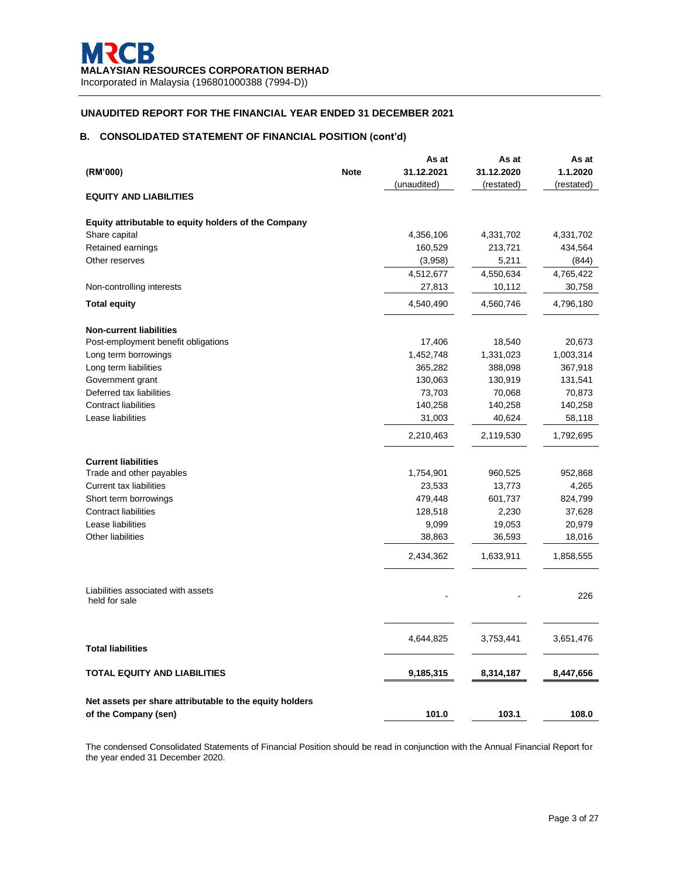MRCB
**MALAYSIAN RESOURCES CORPORATION BERHAD**
Incorporated in Malaysia (196801000388 (7994-D))

## UNAUDITED REPORT FOR THE FINANCIAL YEAR ENDED 31 DECEMBER 2021

### B. CONSOLIDATED STATEMENT OF FINANCIAL POSITION (cont'd)

| (RM'000) | Note | As at 31.12.2021 (unaudited) | As at 31.12.2020 (restated) | As at 1.1.2020 (restated) |
|---|---|---|---|---|
| **EQUITY AND LIABILITIES** | | | | |
| **Equity attributable to equity holders of the Company** | | | | |
| Share capital | | 4,356,106 | 4,331,702 | 4,331,702 |
| Retained earnings | | 160,529 | 213,721 | 434,564 |
| Other reserves | | (3,958) | 5,211 | (844) |
| | | 4,512,677 | 4,550,634 | 4,765,422 |
| Non-controlling interests | | 27,813 | 10,112 | 30,758 |
| **Total equity** | | 4,540,490 | 4,560,746 | 4,796,180 |
| **Non-current liabilities** | | | | |
| Post-employment benefit obligations | | 17,406 | 18,540 | 20,673 |
| Long term borrowings | | 1,452,748 | 1,331,023 | 1,003,314 |
| Long term liabilities | | 365,282 | 388,098 | 367,918 |
| Government grant | | 130,063 | 130,919 | 131,541 |
| Deferred tax liabilities | | 73,703 | 70,068 | 70,873 |
| Contract liabilities | | 140,258 | 140,258 | 140,258 |
| Lease liabilities | | 31,003 | 40,624 | 58,118 |
| | | 2,210,463 | 2,119,530 | 1,792,695 |
| **Current liabilities** | | | | |
| Trade and other payables | | 1,754,901 | 960,525 | 952,868 |
| Current tax liabilities | | 23,533 | 13,773 | 4,265 |
| Short term borrowings | | 479,448 | 601,737 | 824,799 |
| Contract liabilities | | 128,518 | 2,230 | 37,628 |
| Lease liabilities | | 9,099 | 19,053 | 20,979 |
| Other liabilities | | 38,863 | 36,593 | 18,016 |
| | | 2,434,362 | 1,633,911 | 1,858,555 |
| Liabilities associated with assets held for sale | | - | - | 226 |
| **Total liabilities** | | 4,644,825 | 3,753,441 | 3,651,476 |
| **TOTAL EQUITY AND LIABILITIES** | | **9,185,315** | **8,314,187** | **8,447,656** |
| **Net assets per share attributable to the equity holders of the Company (sen)** | | **101.0** | **103.1** | **108.0** |

The condensed Consolidated Statements of Financial Position should be read in conjunction with the Annual Financial Report for the year ended 31 December 2020.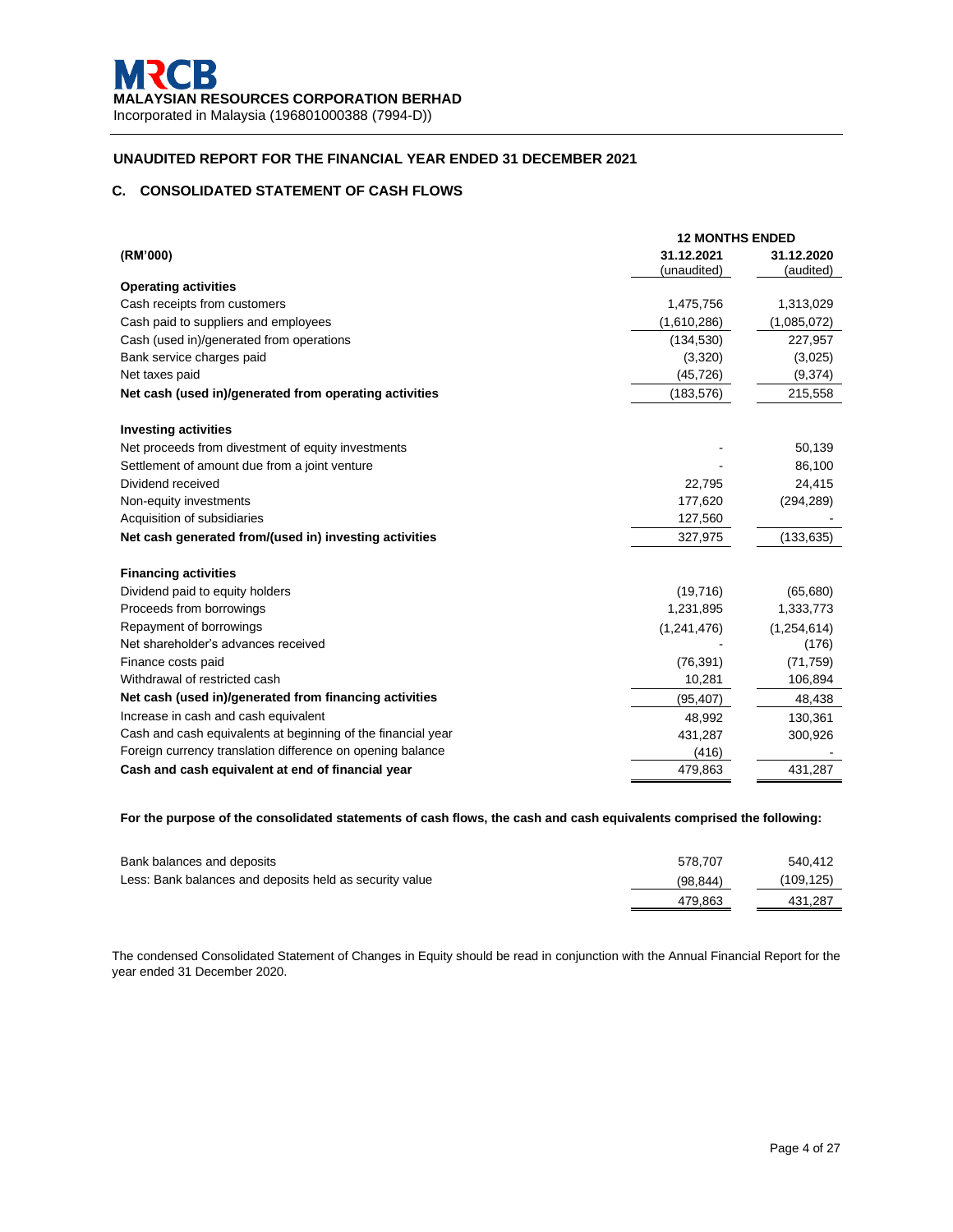**MRCB**
**MALAYSIAN RESOURCES CORPORATION BERHAD**
Incorporated in Malaysia (196801000388 (7994-D))

## UNAUDITED REPORT FOR THE FINANCIAL YEAR ENDED 31 DECEMBER 2021

### C. CONSOLIDATED STATEMENT OF CASH FLOWS

| | 12 MONTHS ENDED | |
|---|---|---|
| **(RM'000)** | **31.12.2021** (unaudited) | **31.12.2020** (audited) |
| **Operating activities** | | |
| Cash receipts from customers | 1,475,756 | 1,313,029 |
| Cash paid to suppliers and employees | (1,610,286) | (1,085,072) |
| Cash (used in)/generated from operations | (134,530) | 227,957 |
| Bank service charges paid | (3,320) | (3,025) |
| Net taxes paid | (45,726) | (9,374) |
| **Net cash (used in)/generated from operating activities** | (183,576) | 215,558 |
| | | |
| **Investing activities** | | |
| Net proceeds from divestment of equity investments | - | 50,139 |
| Settlement of amount due from a joint venture | - | 86,100 |
| Dividend received | 22,795 | 24,415 |
| Non-equity investments | 177,620 | (294,289) |
| Acquisition of subsidiaries | 127,560 | - |
| **Net cash generated from/(used in) investing activities** | 327,975 | (133,635) |
| | | |
| **Financing activities** | | |
| Dividend paid to equity holders | (19,716) | (65,680) |
| Proceeds from borrowings | 1,231,895 | 1,333,773 |
| Repayment of borrowings | (1,241,476) | (1,254,614) |
| Net shareholder's advances received | - | (176) |
| Finance costs paid | (76,391) | (71,759) |
| Withdrawal of restricted cash | 10,281 | 106,894 |
| **Net cash (used in)/generated from financing activities** | (95,407) | 48,438 |
| Increase in cash and cash equivalent | 48,992 | 130,361 |
| Cash and cash equivalents at beginning of the financial year | 431,287 | 300,926 |
| Foreign currency translation difference on opening balance | (416) | - |
| **Cash and cash equivalent at end of financial year** | 479,863 | 431,287 |

**For the purpose of the consolidated statements of cash flows, the cash and cash equivalents comprised the following:**

| | | |
|---|---|---|
| Bank balances and deposits | 578,707 | 540,412 |
| Less: Bank balances and deposits held as security value | (98,844) | (109,125) |
| | 479,863 | 431,287 |

The condensed Consolidated Statement of Changes in Equity should be read in conjunction with the Annual Financial Report for the year ended 31 December 2020.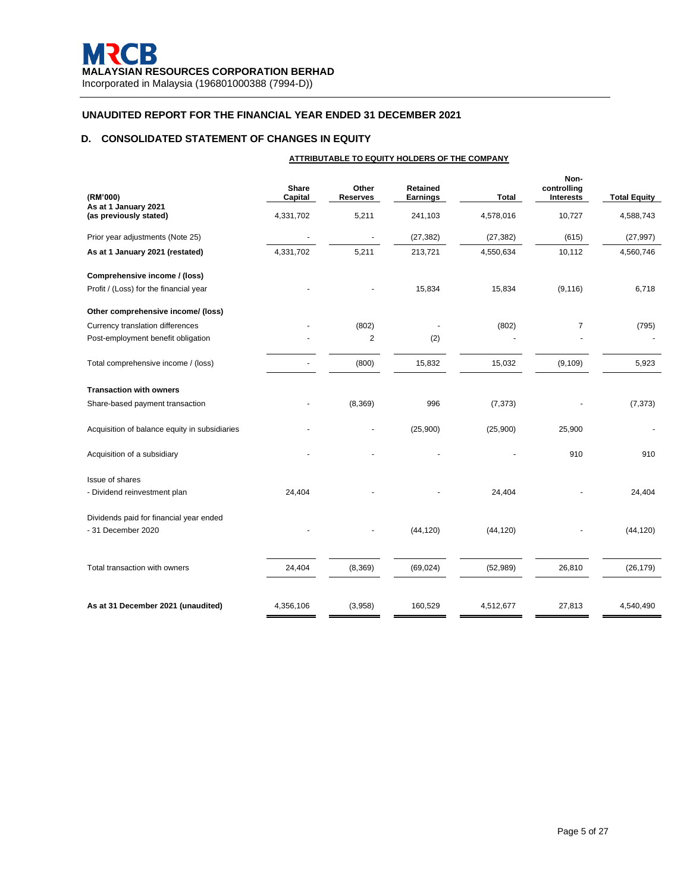**MALAYSIAN RESOURCES CORPORATION BERHAD**
Incorporated in Malaysia (196801000388 (7994-D))

## UNAUDITED REPORT FOR THE FINANCIAL YEAR ENDED 31 DECEMBER 2021

### D. CONSOLIDATED STATEMENT OF CHANGES IN EQUITY

| | ATTRIBUTABLE TO EQUITY HOLDERS OF THE COMPANY | | | | | |
|---|---|---|---|---|---|---|
| (RM'000) | Share Capital | Other Reserves | Retained Earnings | Total | Non-controlling Interests | Total Equity |
| **As at 1 January 2021 (as previously stated)** | 4,331,702 | 5,211 | 241,103 | 4,578,016 | 10,727 | 4,588,743 |
| Prior year adjustments (Note 25) | - | - | (27,382) | (27,382) | (615) | (27,997) |
| **As at 1 January 2021 (restated)** | 4,331,702 | 5,211 | 213,721 | 4,550,634 | 10,112 | 4,560,746 |
| **Comprehensive income / (loss)** | | | | | | |
| Profit / (Loss) for the financial year | - | - | 15,834 | 15,834 | (9,116) | 6,718 |
| **Other comprehensive income/ (loss)** | | | | | | |
| Currency translation differences | - | (802) | - | (802) | 7 | (795) |
| Post-employment benefit obligation | - | 2 | (2) | - | - | - |
| Total comprehensive income / (loss) | - | (800) | 15,832 | 15,032 | (9,109) | 5,923 |
| **Transaction with owners** | | | | | | |
| Share-based payment transaction | - | (8,369) | 996 | (7,373) | - | (7,373) |
| Acquisition of balance equity in subsidiaries | - | - | (25,900) | (25,900) | 25,900 | - |
| Acquisition of a subsidiary | - | - | - | - | 910 | 910 |
| Issue of shares | | | | | | |
| - Dividend reinvestment plan | 24,404 | - | - | 24,404 | - | 24,404 |
| Dividends paid for financial year ended | | | | | | |
| - 31 December 2020 | - | - | (44,120) | (44,120) | - | (44,120) |
| Total transaction with owners | 24,404 | (8,369) | (69,024) | (52,989) | 26,810 | (26,179) |
| **As at 31 December 2021 (unaudited)** | 4,356,106 | (3,958) | 160,529 | 4,512,677 | 27,813 | 4,540,490 |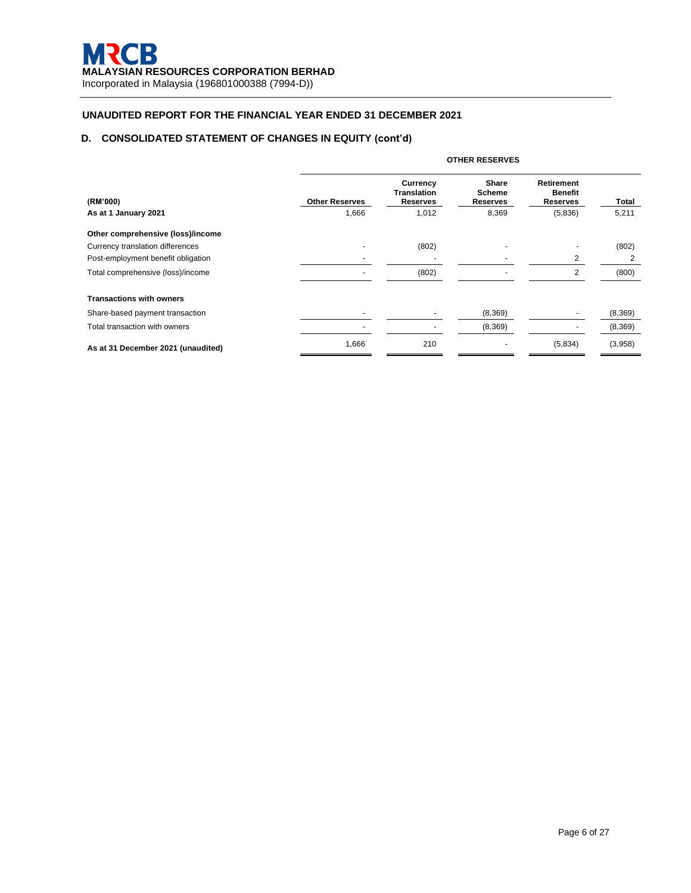**MALAYSIAN RESOURCES CORPORATION BERHAD**
Incorporated in Malaysia (196801000388 (7994-D))

## UNAUDITED REPORT FOR THE FINANCIAL YEAR ENDED 31 DECEMBER 2021

### D. CONSOLIDATED STATEMENT OF CHANGES IN EQUITY (cont'd)

| | OTHER RESERVES | | | | |
|---|---|---|---|---|---|
| **(RM'000)** | **Other Reserves** | **Currency Translation Reserves** | **Share Scheme Reserves** | **Retirement Benefit Reserves** | **Total** |
| **As at 1 January 2021** | 1,666 | 1,012 | 8,369 | (5,836) | 5,211 |
| **Other comprehensive (loss)/income** | | | | | |
| Currency translation differences | - | (802) | - | - | (802) |
| Post-employment benefit obligation | - | - | - | 2 | 2 |
| Total comprehensive (loss)/income | - | (802) | - | 2 | (800) |
| **Transactions with owners** | | | | | |
| Share-based payment transaction | - | - | (8,369) | - | (8,369) |
| Total transaction with owners | - | - | (8,369) | - | (8,369) |
| **As at 31 December 2021 (unaudited)** | 1,666 | 210 | - | (5,834) | (3,958) |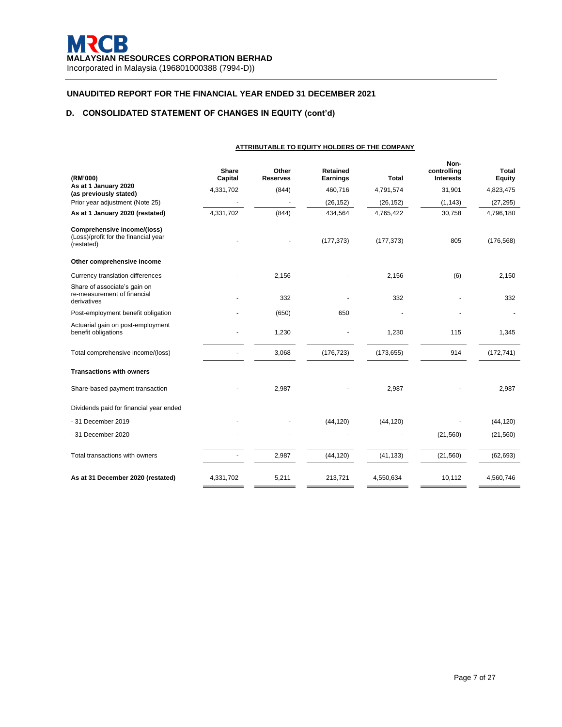**MRCB**
**MALAYSIAN RESOURCES CORPORATION BERHAD**
Incorporated in Malaysia (196801000388 (7994-D))

## UNAUDITED REPORT FOR THE FINANCIAL YEAR ENDED 31 DECEMBER 2021

### D. CONSOLIDATED STATEMENT OF CHANGES IN EQUITY (cont'd)

| | ATTRIBUTABLE TO EQUITY HOLDERS OF THE COMPANY | | | | | |
|---|---|---|---|---|---|---|
| **(RM'000)** | **Share Capital** | **Other Reserves** | **Retained Earnings** | **Total** | **Non-controlling Interests** | **Total Equity** |
| **As at 1 January 2020 (as previously stated)** | 4,331,702 | (844) | 460,716 | 4,791,574 | 31,901 | 4,823,475 |
| Prior year adjustment (Note 25) | - | - | (26,152) | (26,152) | (1,143) | (27,295) |
| **As at 1 January 2020 (restated)** | 4,331,702 | (844) | 434,564 | 4,765,422 | 30,758 | 4,796,180 |
| **Comprehensive income/(loss)** (Loss)/profit for the financial year (restated) | - | - | (177,373) | (177,373) | 805 | (176,568) |
| **Other comprehensive income** | | | | | | |
| Currency translation differences | - | 2,156 | - | 2,156 | (6) | 2,150 |
| Share of associate's gain on re-measurement of financial derivatives | - | 332 | - | 332 | - | 332 |
| Post-employment benefit obligation | - | (650) | 650 | - | - | - |
| Actuarial gain on post-employment benefit obligations | - | 1,230 | - | 1,230 | 115 | 1,345 |
| Total comprehensive income/(loss) | - | 3,068 | (176,723) | (173,655) | 914 | (172,741) |
| **Transactions with owners** | | | | | | |
| Share-based payment transaction | - | 2,987 | - | 2,987 | - | 2,987 |
| Dividends paid for financial year ended | | | | | | |
| - 31 December 2019 | - | - | (44,120) | (44,120) | - | (44,120) |
| - 31 December 2020 | - | - | - | - | (21,560) | (21,560) |
| Total transactions with owners | - | 2,987 | (44,120) | (41,133) | (21,560) | (62,693) |
| **As at 31 December 2020 (restated)** | 4,331,702 | 5,211 | 213,721 | 4,550,634 | 10,112 | 4,560,746 |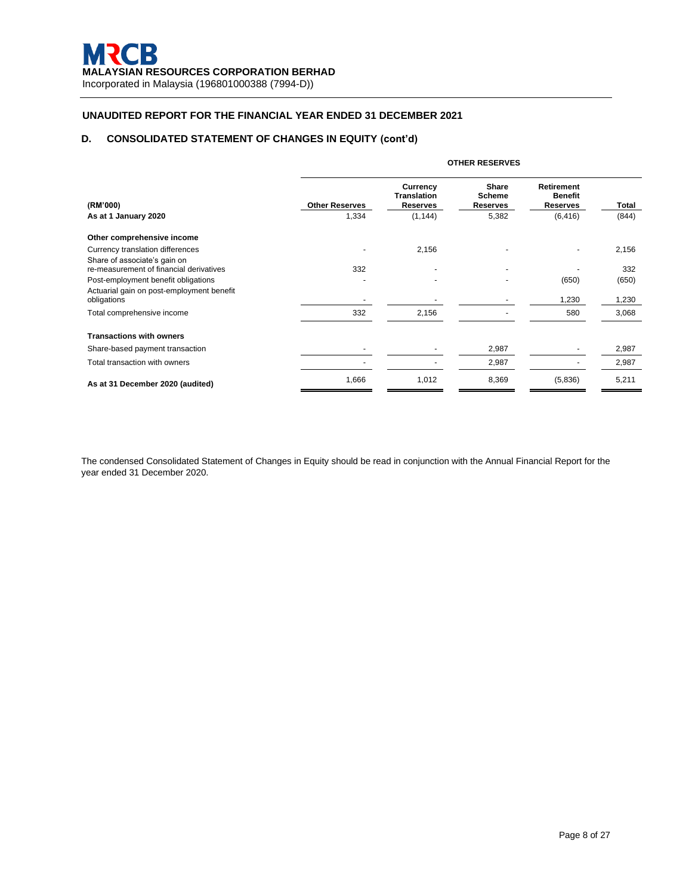**MRCB**
**MALAYSIAN RESOURCES CORPORATION BERHAD**
Incorporated in Malaysia (196801000388 (7994-D))

## UNAUDITED REPORT FOR THE FINANCIAL YEAR ENDED 31 DECEMBER 2021

### D. CONSOLIDATED STATEMENT OF CHANGES IN EQUITY (cont'd)

| | OTHER RESERVES | | | | |
|---|---|---|---|---|---|
| **(RM'000)** | **Other Reserves** | **Currency Translation Reserves** | **Share Scheme Reserves** | **Retirement Benefit Reserves** | **Total** |
| **As at 1 January 2020** | 1,334 | (1,144) | 5,382 | (6,416) | (844) |
| **Other comprehensive income** | | | | | |
| Currency translation differences | - | 2,156 | - | - | 2,156 |
| Share of associate's gain on re-measurement of financial derivatives | 332 | - | - | - | 332 |
| Post-employment benefit obligations | - | - | - | (650) | (650) |
| Actuarial gain on post-employment benefit obligations | - | - | - | 1,230 | 1,230 |
| Total comprehensive income | 332 | 2,156 | - | 580 | 3,068 |
| **Transactions with owners** | | | | | |
| Share-based payment transaction | - | - | 2,987 | - | 2,987 |
| Total transaction with owners | - | - | 2,987 | - | 2,987 |
| **As at 31 December 2020 (audited)** | 1,666 | 1,012 | 8,369 | (5,836) | 5,211 |

The condensed Consolidated Statement of Changes in Equity should be read in conjunction with the Annual Financial Report for the year ended 31 December 2020.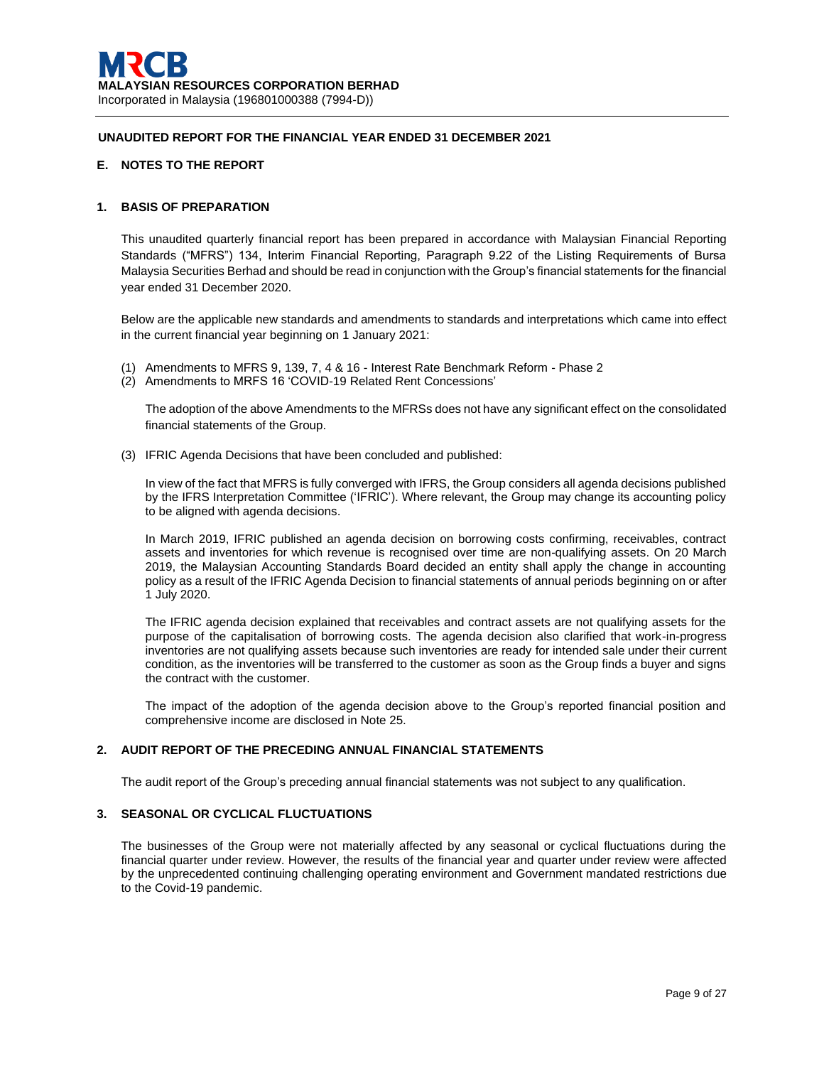**MRCB**
**MALAYSIAN RESOURCES CORPORATION BERHAD**
Incorporated in Malaysia (196801000388 (7994-D))

**UNAUDITED REPORT FOR THE FINANCIAL YEAR ENDED 31 DECEMBER 2021**

## E. NOTES TO THE REPORT

### 1. BASIS OF PREPARATION

This unaudited quarterly financial report has been prepared in accordance with Malaysian Financial Reporting Standards ("MFRS") 134, Interim Financial Reporting, Paragraph 9.22 of the Listing Requirements of Bursa Malaysia Securities Berhad and should be read in conjunction with the Group's financial statements for the financial year ended 31 December 2020.

Below are the applicable new standards and amendments to standards and interpretations which came into effect in the current financial year beginning on 1 January 2021:

(1) Amendments to MFRS 9, 139, 7, 4 & 16 - Interest Rate Benchmark Reform - Phase 2
(2) Amendments to MRFS 16 'COVID-19 Related Rent Concessions'

The adoption of the above Amendments to the MFRSs does not have any significant effect on the consolidated financial statements of the Group.

(3) IFRIC Agenda Decisions that have been concluded and published:

In view of the fact that MFRS is fully converged with IFRS, the Group considers all agenda decisions published by the IFRS Interpretation Committee ('IFRIC'). Where relevant, the Group may change its accounting policy to be aligned with agenda decisions.

In March 2019, IFRIC published an agenda decision on borrowing costs confirming, receivables, contract assets and inventories for which revenue is recognised over time are non-qualifying assets. On 20 March 2019, the Malaysian Accounting Standards Board decided an entity shall apply the change in accounting policy as a result of the IFRIC Agenda Decision to financial statements of annual periods beginning on or after 1 July 2020.

The IFRIC agenda decision explained that receivables and contract assets are not qualifying assets for the purpose of the capitalisation of borrowing costs. The agenda decision also clarified that work-in-progress inventories are not qualifying assets because such inventories are ready for intended sale under their current condition, as the inventories will be transferred to the customer as soon as the Group finds a buyer and signs the contract with the customer.

The impact of the adoption of the agenda decision above to the Group's reported financial position and comprehensive income are disclosed in Note 25.

### 2. AUDIT REPORT OF THE PRECEDING ANNUAL FINANCIAL STATEMENTS

The audit report of the Group's preceding annual financial statements was not subject to any qualification.

### 3. SEASONAL OR CYCLICAL FLUCTUATIONS

The businesses of the Group were not materially affected by any seasonal or cyclical fluctuations during the financial quarter under review. However, the results of the financial year and quarter under review were affected by the unprecedented continuing challenging operating environment and Government mandated restrictions due to the Covid-19 pandemic.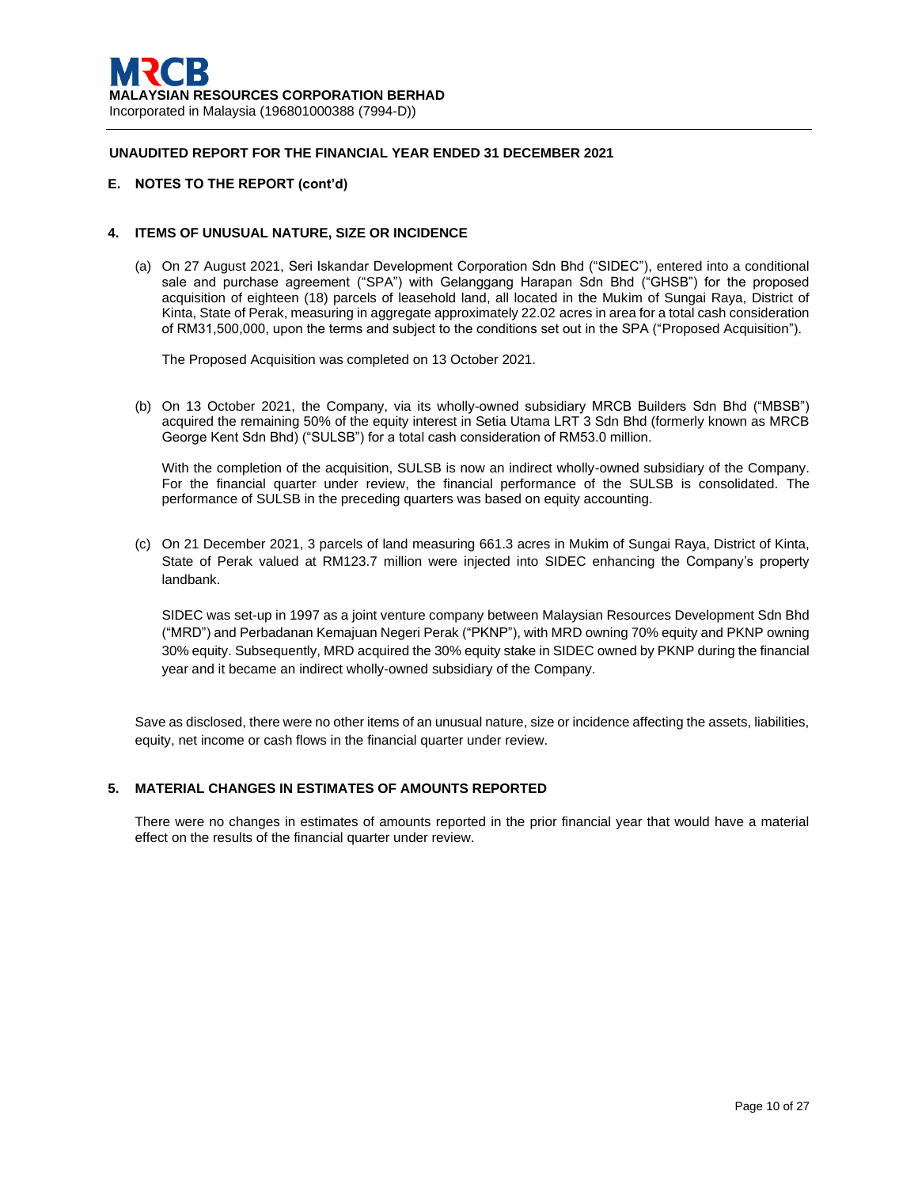**UNAUDITED REPORT FOR THE FINANCIAL YEAR ENDED 31 DECEMBER 2021**

## E. NOTES TO THE REPORT (cont'd)

### 4. ITEMS OF UNUSUAL NATURE, SIZE OR INCIDENCE

(a) On 27 August 2021, Seri Iskandar Development Corporation Sdn Bhd ("SIDEC"), entered into a conditional sale and purchase agreement ("SPA") with Gelanggang Harapan Sdn Bhd ("GHSB") for the proposed acquisition of eighteen (18) parcels of leasehold land, all located in the Mukim of Sungai Raya, District of Kinta, State of Perak, measuring in aggregate approximately 22.02 acres in area for a total cash consideration of RM31,500,000, upon the terms and subject to the conditions set out in the SPA ("Proposed Acquisition").

The Proposed Acquisition was completed on 13 October 2021.

(b) On 13 October 2021, the Company, via its wholly-owned subsidiary MRCB Builders Sdn Bhd ("MBSB") acquired the remaining 50% of the equity interest in Setia Utama LRT 3 Sdn Bhd (formerly known as MRCB George Kent Sdn Bhd) ("SULSB") for a total cash consideration of RM53.0 million.

With the completion of the acquisition, SULSB is now an indirect wholly-owned subsidiary of the Company. For the financial quarter under review, the financial performance of the SULSB is consolidated. The performance of SULSB in the preceding quarters was based on equity accounting.

(c) On 21 December 2021, 3 parcels of land measuring 661.3 acres in Mukim of Sungai Raya, District of Kinta, State of Perak valued at RM123.7 million were injected into SIDEC enhancing the Company's property landbank.

SIDEC was set-up in 1997 as a joint venture company between Malaysian Resources Development Sdn Bhd ("MRD") and Perbadanan Kemajuan Negeri Perak ("PKNP"), with MRD owning 70% equity and PKNP owning 30% equity. Subsequently, MRD acquired the 30% equity stake in SIDEC owned by PKNP during the financial year and it became an indirect wholly-owned subsidiary of the Company.

Save as disclosed, there were no other items of an unusual nature, size or incidence affecting the assets, liabilities, equity, net income or cash flows in the financial quarter under review.

### 5. MATERIAL CHANGES IN ESTIMATES OF AMOUNTS REPORTED

There were no changes in estimates of amounts reported in the prior financial year that would have a material effect on the results of the financial quarter under review.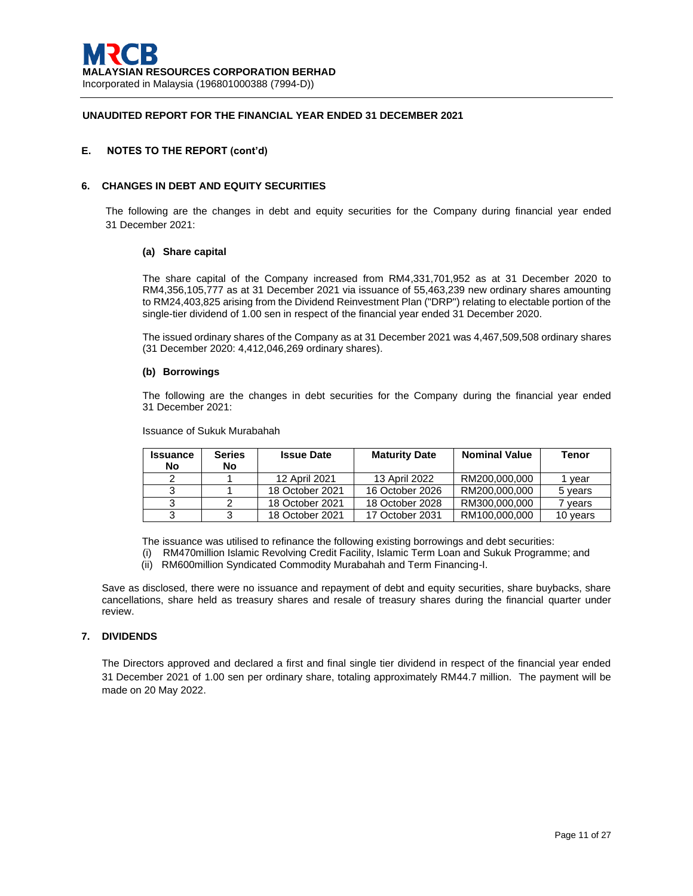**MRCB**
**MALAYSIAN RESOURCES CORPORATION BERHAD**
Incorporated in Malaysia (196801000388 (7994-D))

**UNAUDITED REPORT FOR THE FINANCIAL YEAR ENDED 31 DECEMBER 2021**

## E. NOTES TO THE REPORT (cont'd)

### 6. CHANGES IN DEBT AND EQUITY SECURITIES

The following are the changes in debt and equity securities for the Company during financial year ended 31 December 2021:

#### (a) Share capital

The share capital of the Company increased from RM4,331,701,952 as at 31 December 2020 to RM4,356,105,777 as at 31 December 2021 via issuance of 55,463,239 new ordinary shares amounting to RM24,403,825 arising from the Dividend Reinvestment Plan ("DRP") relating to electable portion of the single-tier dividend of 1.00 sen in respect of the financial year ended 31 December 2020.

The issued ordinary shares of the Company as at 31 December 2021 was 4,467,509,508 ordinary shares (31 December 2020: 4,412,046,269 ordinary shares).

#### (b) Borrowings

The following are the changes in debt securities for the Company during the financial year ended 31 December 2021:

Issuance of Sukuk Murabahah

| Issuance No | Series No | Issue Date | Maturity Date | Nominal Value | Tenor |
|---|---|---|---|---|---|
| 2 | 1 | 12 April 2021 | 13 April 2022 | RM200,000,000 | 1 year |
| 3 | 1 | 18 October 2021 | 16 October 2026 | RM200,000,000 | 5 years |
| 3 | 2 | 18 October 2021 | 18 October 2028 | RM300,000,000 | 7 years |
| 3 | 3 | 18 October 2021 | 17 October 2031 | RM100,000,000 | 10 years |

The issuance was utilised to refinance the following existing borrowings and debt securities:

(i) RM470million Islamic Revolving Credit Facility, Islamic Term Loan and Sukuk Programme; and
(ii) RM600million Syndicated Commodity Murabahah and Term Financing-I.

Save as disclosed, there were no issuance and repayment of debt and equity securities, share buybacks, share cancellations, share held as treasury shares and resale of treasury shares during the financial quarter under review.

### 7. DIVIDENDS

The Directors approved and declared a first and final single tier dividend in respect of the financial year ended 31 December 2021 of 1.00 sen per ordinary share, totaling approximately RM44.7 million. The payment will be made on 20 May 2022.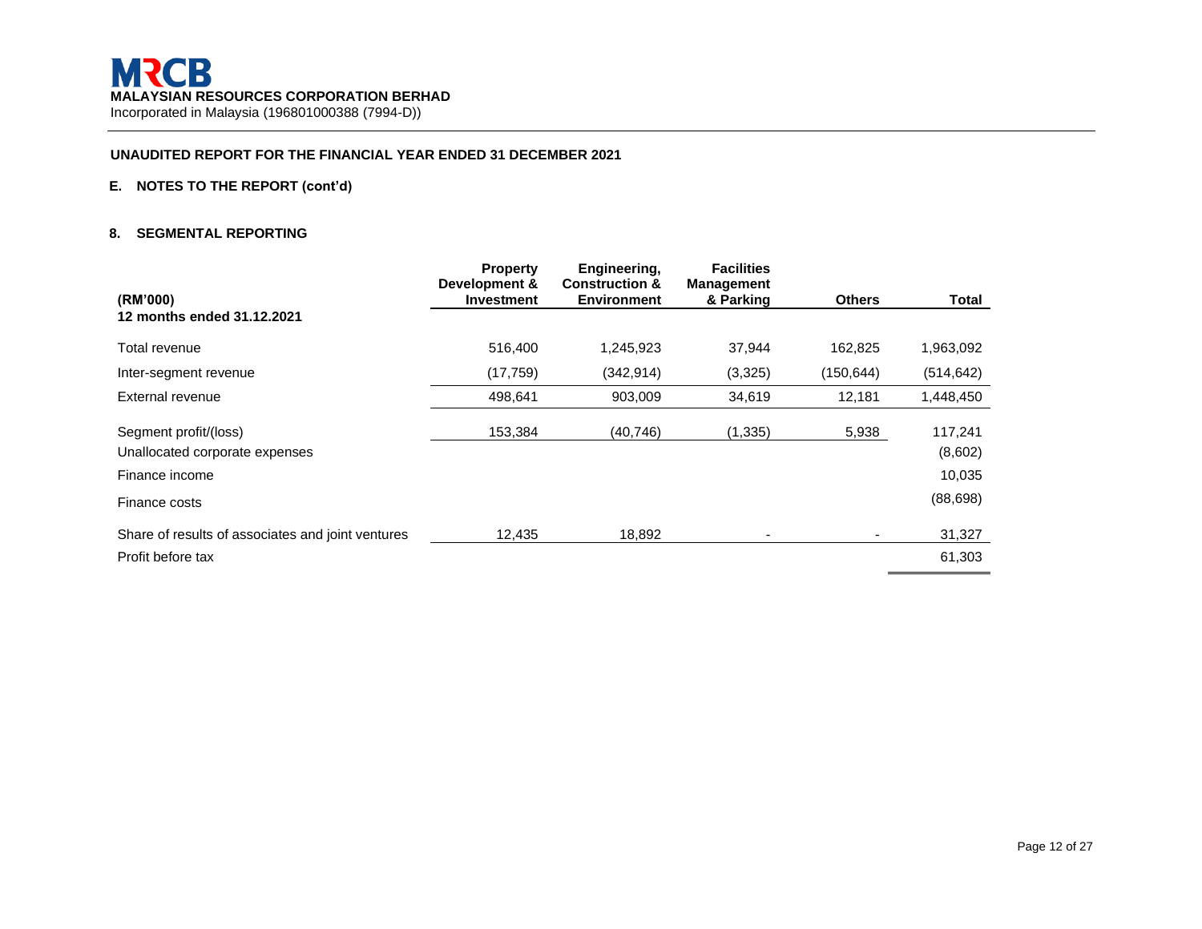**MALAYSIAN RESOURCES CORPORATION BERHAD**
Incorporated in Malaysia (196801000388 (7994-D))

**UNAUDITED REPORT FOR THE FINANCIAL YEAR ENDED 31 DECEMBER 2021**

## E. NOTES TO THE REPORT (cont'd)

### 8. SEGMENTAL REPORTING

| (RM'000) | Property Development & Investment | Engineering, Construction & Environment | Facilities Management & Parking | Others | Total |
|---|---|---|---|---|---|
| **12 months ended 31.12.2021** | | | | | |
| Total revenue | 516,400 | 1,245,923 | 37,944 | 162,825 | 1,963,092 |
| Inter-segment revenue | (17,759) | (342,914) | (3,325) | (150,644) | (514,642) |
| External revenue | 498,641 | 903,009 | 34,619 | 12,181 | 1,448,450 |
| Segment profit/(loss) | 153,384 | (40,746) | (1,335) | 5,938 | 117,241 |
| Unallocated corporate expenses | | | | | (8,602) |
| Finance income | | | | | 10,035 |
| Finance costs | | | | | (88,698) |
| Share of results of associates and joint ventures | 12,435 | 18,892 | - | - | 31,327 |
| Profit before tax | | | | | 61,303 |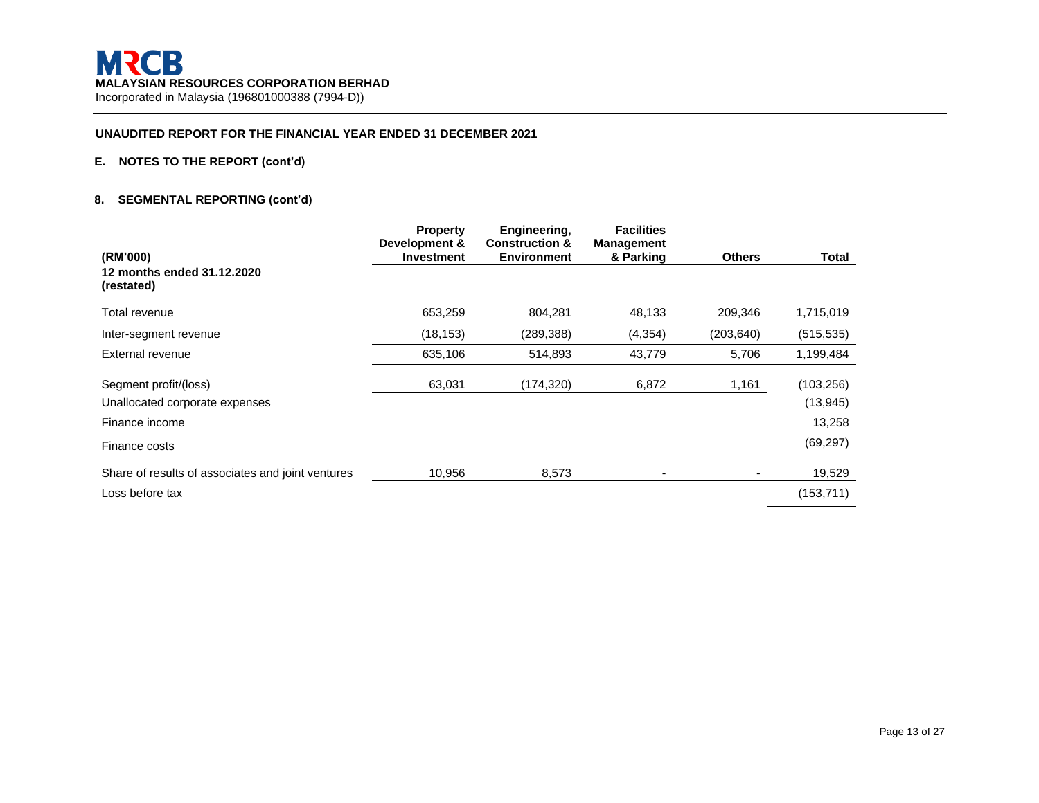**MALAYSIAN RESOURCES CORPORATION BERHAD**
Incorporated in Malaysia (196801000388 (7994-D))

**UNAUDITED REPORT FOR THE FINANCIAL YEAR ENDED 31 DECEMBER 2021**

**E. NOTES TO THE REPORT (cont'd)**

**8. SEGMENTAL REPORTING (cont'd)**

| (RM'000) | Property Development & Investment | Engineering, Construction & Environment | Facilities Management & Parking | Others | Total |
|---|---|---|---|---|---|
| **12 months ended 31.12.2020 (restated)** | | | | | |
| Total revenue | 653,259 | 804,281 | 48,133 | 209,346 | 1,715,019 |
| Inter-segment revenue | (18,153) | (289,388) | (4,354) | (203,640) | (515,535) |
| External revenue | 635,106 | 514,893 | 43,779 | 5,706 | 1,199,484 |
| Segment profit/(loss) | 63,031 | (174,320) | 6,872 | 1,161 | (103,256) |
| Unallocated corporate expenses | | | | | (13,945) |
| Finance income | | | | | 13,258 |
| Finance costs | | | | | (69,297) |
| Share of results of associates and joint ventures | 10,956 | 8,573 | - | - | 19,529 |
| Loss before tax | | | | | (153,711) |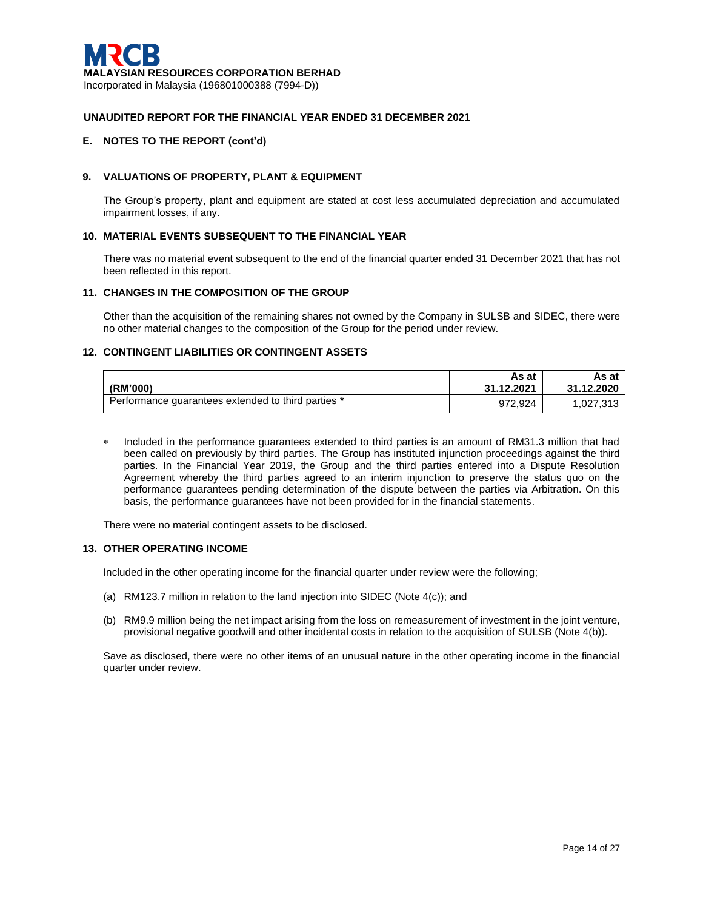**MRCB**
**MALAYSIAN RESOURCES CORPORATION BERHAD**
Incorporated in Malaysia (196801000388 (7994-D))

**UNAUDITED REPORT FOR THE FINANCIAL YEAR ENDED 31 DECEMBER 2021**

**E. NOTES TO THE REPORT (cont'd)**

### 9. VALUATIONS OF PROPERTY, PLANT & EQUIPMENT

The Group's property, plant and equipment are stated at cost less accumulated depreciation and accumulated impairment losses, if any.

### 10. MATERIAL EVENTS SUBSEQUENT TO THE FINANCIAL YEAR

There was no material event subsequent to the end of the financial quarter ended 31 December 2021 that has not been reflected in this report.

### 11. CHANGES IN THE COMPOSITION OF THE GROUP

Other than the acquisition of the remaining shares not owned by the Company in SULSB and SIDEC, there were no other material changes to the composition of the Group for the period under review.

### 12. CONTINGENT LIABILITIES OR CONTINGENT ASSETS

| (RM'000) | As at 31.12.2021 | As at 31.12.2020 |
|---|---|---|
| Performance guarantees extended to third parties * | 972,924 | 1,027,313 |

* Included in the performance guarantees extended to third parties is an amount of RM31.3 million that had been called on previously by third parties. The Group has instituted injunction proceedings against the third parties. In the Financial Year 2019, the Group and the third parties entered into a Dispute Resolution Agreement whereby the third parties agreed to an interim injunction to preserve the status quo on the performance guarantees pending determination of the dispute between the parties via Arbitration. On this basis, the performance guarantees have not been provided for in the financial statements.

There were no material contingent assets to be disclosed.

### 13. OTHER OPERATING INCOME

Included in the other operating income for the financial quarter under review were the following;

(a) RM123.7 million in relation to the land injection into SIDEC (Note 4(c)); and

(b) RM9.9 million being the net impact arising from the loss on remeasurement of investment in the joint venture, provisional negative goodwill and other incidental costs in relation to the acquisition of SULSB (Note 4(b)).

Save as disclosed, there were no other items of an unusual nature in the other operating income in the financial quarter under review.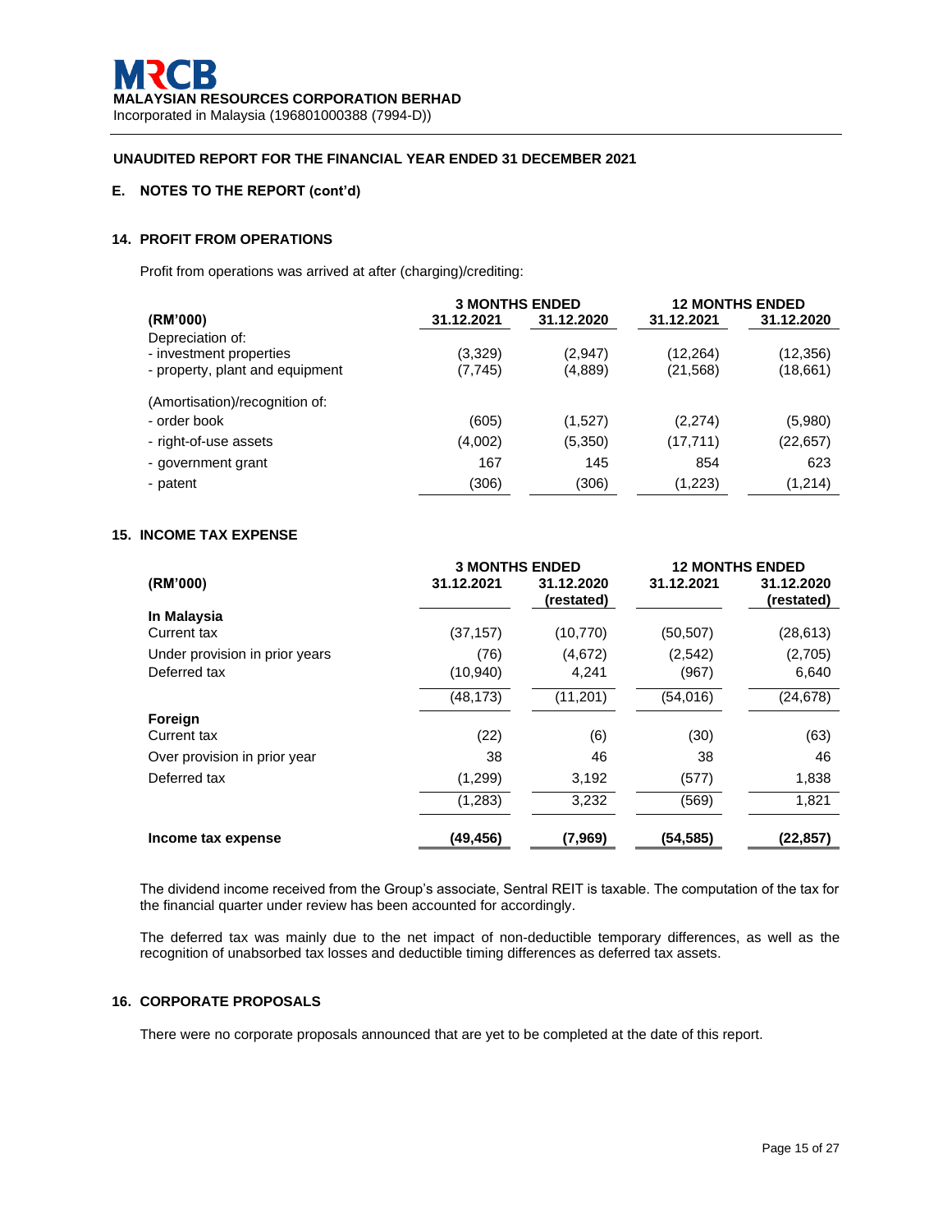**MALAYSIAN RESOURCES CORPORATION BERHAD**
Incorporated in Malaysia (196801000388 (7994-D))

**UNAUDITED REPORT FOR THE FINANCIAL YEAR ENDED 31 DECEMBER 2021**

## E. NOTES TO THE REPORT (cont'd)

### 14. PROFIT FROM OPERATIONS

Profit from operations was arrived at after (charging)/crediting:

| (RM'000) | 3 MONTHS ENDED 31.12.2021 | 3 MONTHS ENDED 31.12.2020 | 12 MONTHS ENDED 31.12.2021 | 12 MONTHS ENDED 31.12.2020 |
|---|---|---|---|---|
| Depreciation of: | | | | |
| - investment properties | (3,329) | (2,947) | (12,264) | (12,356) |
| - property, plant and equipment | (7,745) | (4,889) | (21,568) | (18,661) |
| (Amortisation)/recognition of: | | | | |
| - order book | (605) | (1,527) | (2,274) | (5,980) |
| - right-of-use assets | (4,002) | (5,350) | (17,711) | (22,657) |
| - government grant | 167 | 145 | 854 | 623 |
| - patent | (306) | (306) | (1,223) | (1,214) |

### 15. INCOME TAX EXPENSE

| (RM'000) | 3 MONTHS ENDED 31.12.2021 | 3 MONTHS ENDED 31.12.2020 (restated) | 12 MONTHS ENDED 31.12.2021 | 12 MONTHS ENDED 31.12.2020 (restated) |
|---|---|---|---|---|
| **In Malaysia** | | | | |
| Current tax | (37,157) | (10,770) | (50,507) | (28,613) |
| Under provision in prior years | (76) | (4,672) | (2,542) | (2,705) |
| Deferred tax | (10,940) | 4,241 | (967) | 6,640 |
| | (48,173) | (11,201) | (54,016) | (24,678) |
| **Foreign** | | | | |
| Current tax | (22) | (6) | (30) | (63) |
| Over provision in prior year | 38 | 46 | 38 | 46 |
| Deferred tax | (1,299) | 3,192 | (577) | 1,838 |
| | (1,283) | 3,232 | (569) | 1,821 |
| **Income tax expense** | **(49,456)** | **(7,969)** | **(54,585)** | **(22,857)** |

The dividend income received from the Group's associate, Sentral REIT is taxable. The computation of the tax for the financial quarter under review has been accounted for accordingly.

The deferred tax was mainly due to the net impact of non-deductible temporary differences, as well as the recognition of unabsorbed tax losses and deductible timing differences as deferred tax assets.

### 16. CORPORATE PROPOSALS

There were no corporate proposals announced that are yet to be completed at the date of this report.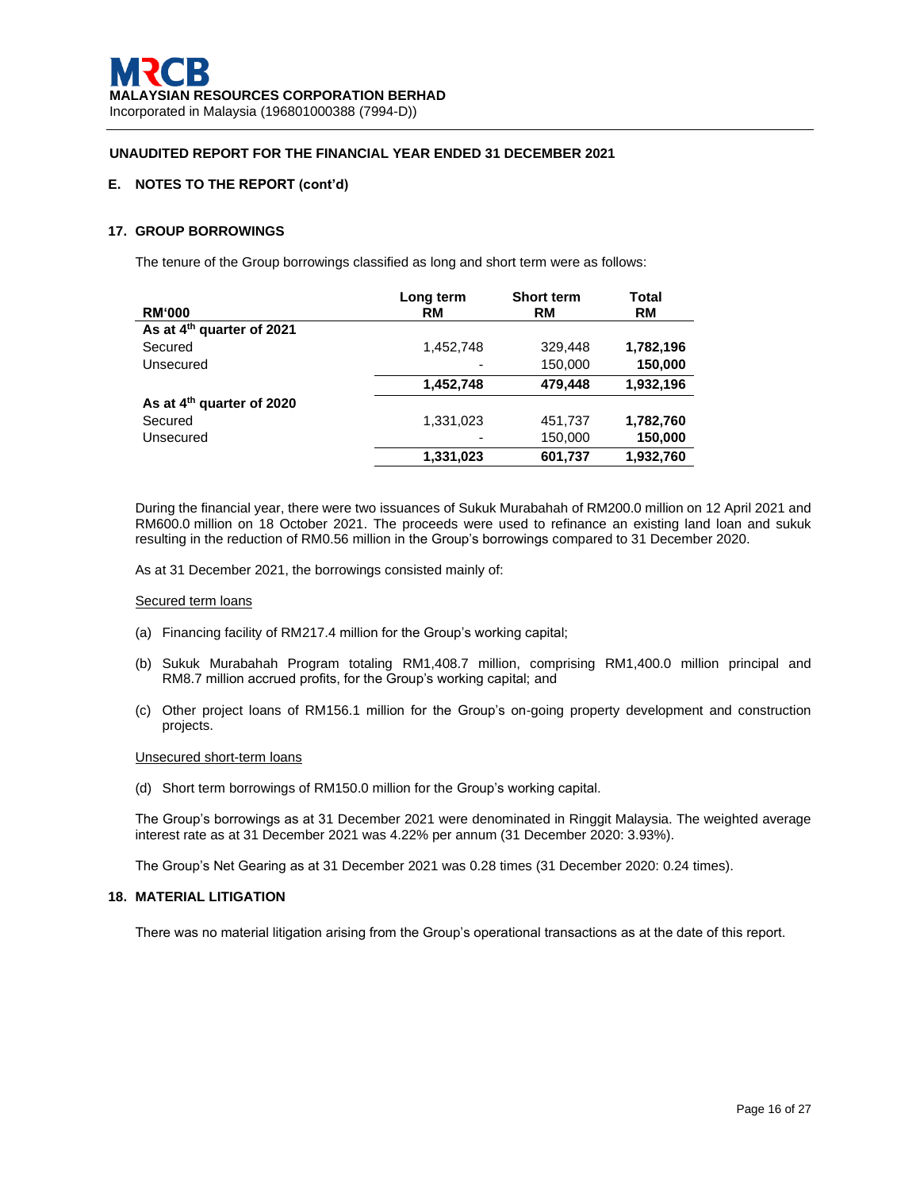**MALAYSIAN RESOURCES CORPORATION BERHAD**
Incorporated in Malaysia (196801000388 (7994-D))

**UNAUDITED REPORT FOR THE FINANCIAL YEAR ENDED 31 DECEMBER 2021**

**E. NOTES TO THE REPORT (cont'd)**

**17. GROUP BORROWINGS**

The tenure of the Group borrowings classified as long and short term were as follows:

| RM'000 | Long term RM | Short term RM | Total RM |
|---|---|---|---|
| **As at 4th quarter of 2021** | | | |
| Secured | 1,452,748 | 329,448 | **1,782,196** |
| Unsecured | - | 150,000 | **150,000** |
| | **1,452,748** | **479,448** | **1,932,196** |
| **As at 4th quarter of 2020** | | | |
| Secured | 1,331,023 | 451,737 | **1,782,760** |
| Unsecured | - | 150,000 | **150,000** |
| | **1,331,023** | **601,737** | **1,932,760** |

During the financial year, there were two issuances of Sukuk Murabahah of RM200.0 million on 12 April 2021 and RM600.0 million on 18 October 2021. The proceeds were used to refinance an existing land loan and sukuk resulting in the reduction of RM0.56 million in the Group's borrowings compared to 31 December 2020.

As at 31 December 2021, the borrowings consisted mainly of:

Secured term loans

(a) Financing facility of RM217.4 million for the Group's working capital;

(b) Sukuk Murabahah Program totaling RM1,408.7 million, comprising RM1,400.0 million principal and RM8.7 million accrued profits, for the Group's working capital; and

(c) Other project loans of RM156.1 million for the Group's on-going property development and construction projects.

Unsecured short-term loans

(d) Short term borrowings of RM150.0 million for the Group's working capital.

The Group's borrowings as at 31 December 2021 were denominated in Ringgit Malaysia. The weighted average interest rate as at 31 December 2021 was 4.22% per annum (31 December 2020: 3.93%).

The Group's Net Gearing as at 31 December 2021 was 0.28 times (31 December 2020: 0.24 times).

**18. MATERIAL LITIGATION**

There was no material litigation arising from the Group's operational transactions as at the date of this report.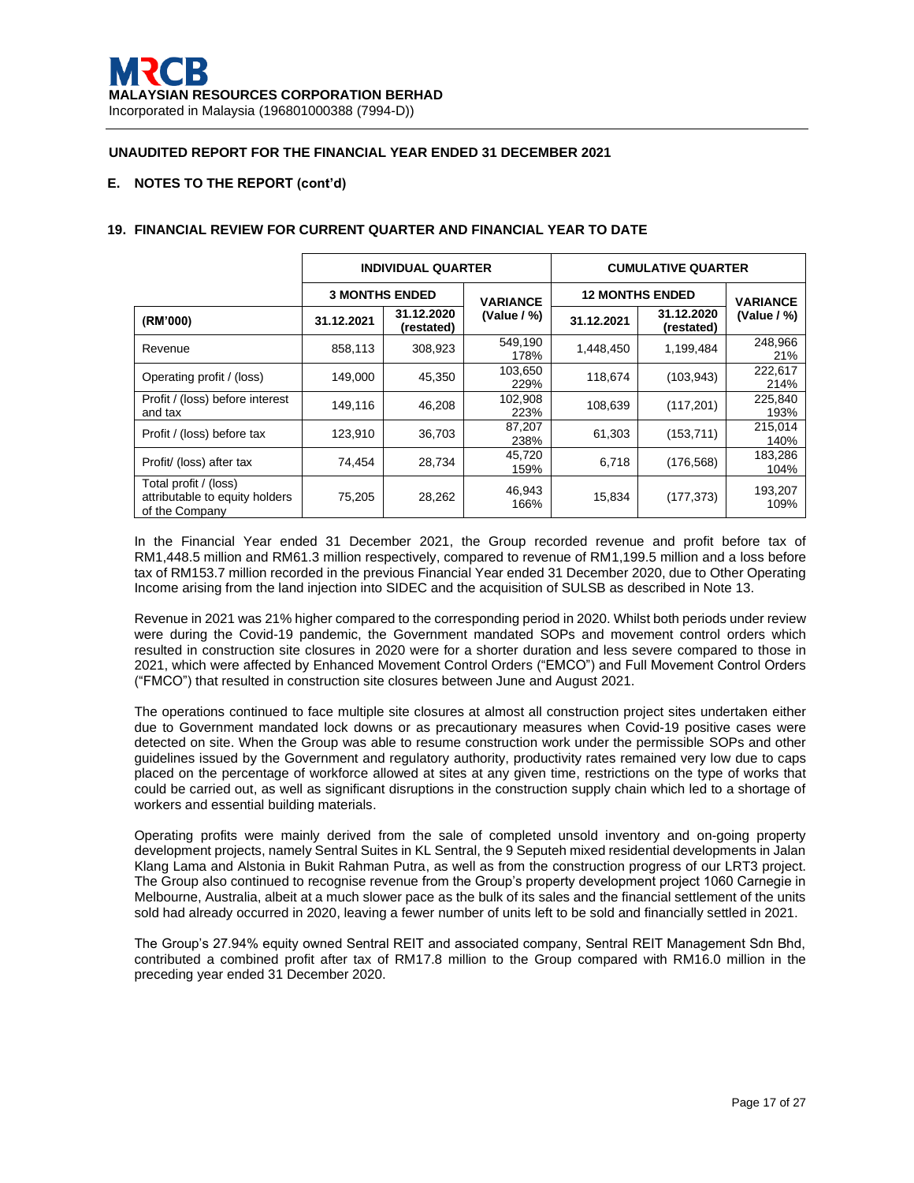## UNAUDITED REPORT FOR THE FINANCIAL YEAR ENDED 31 DECEMBER 2021

### E. NOTES TO THE REPORT (cont'd)

### 19. FINANCIAL REVIEW FOR CURRENT QUARTER AND FINANCIAL YEAR TO DATE

| | INDIVIDUAL QUARTER | | | CUMULATIVE QUARTER | | |
|---|---|---|---|---|---|---|
| | 3 MONTHS ENDED | | VARIANCE | 12 MONTHS ENDED | | VARIANCE |
| (RM'000) | 31.12.2021 | 31.12.2020 (restated) | (Value / %) | 31.12.2021 | 31.12.2020 (restated) | (Value / %) |
| Revenue | 858,113 | 308,923 | 549,190 178% | 1,448,450 | 1,199,484 | 248,966 21% |
| Operating profit / (loss) | 149,000 | 45,350 | 103,650 229% | 118,674 | (103,943) | 222,617 214% |
| Profit / (loss) before interest and tax | 149,116 | 46,208 | 102,908 223% | 108,639 | (117,201) | 225,840 193% |
| Profit / (loss) before tax | 123,910 | 36,703 | 87,207 238% | 61,303 | (153,711) | 215,014 140% |
| Profit/ (loss) after tax | 74,454 | 28,734 | 45,720 159% | 6,718 | (176,568) | 183,286 104% |
| Total profit / (loss) attributable to equity holders of the Company | 75,205 | 28,262 | 46,943 166% | 15,834 | (177,373) | 193,207 109% |

In the Financial Year ended 31 December 2021, the Group recorded revenue and profit before tax of RM1,448.5 million and RM61.3 million respectively, compared to revenue of RM1,199.5 million and a loss before tax of RM153.7 million recorded in the previous Financial Year ended 31 December 2020, due to Other Operating Income arising from the land injection into SIDEC and the acquisition of SULSB as described in Note 13.

Revenue in 2021 was 21% higher compared to the corresponding period in 2020. Whilst both periods under review were during the Covid-19 pandemic, the Government mandated SOPs and movement control orders which resulted in construction site closures in 2020 were for a shorter duration and less severe compared to those in 2021, which were affected by Enhanced Movement Control Orders ("EMCO") and Full Movement Control Orders ("FMCO") that resulted in construction site closures between June and August 2021.

The operations continued to face multiple site closures at almost all construction project sites undertaken either due to Government mandated lock downs or as precautionary measures when Covid-19 positive cases were detected on site. When the Group was able to resume construction work under the permissible SOPs and other guidelines issued by the Government and regulatory authority, productivity rates remained very low due to caps placed on the percentage of workforce allowed at sites at any given time, restrictions on the type of works that could be carried out, as well as significant disruptions in the construction supply chain which led to a shortage of workers and essential building materials.

Operating profits were mainly derived from the sale of completed unsold inventory and on-going property development projects, namely Sentral Suites in KL Sentral, the 9 Seputeh mixed residential developments in Jalan Klang Lama and Alstonia in Bukit Rahman Putra, as well as from the construction progress of our LRT3 project. The Group also continued to recognise revenue from the Group's property development project 1060 Carnegie in Melbourne, Australia, albeit at a much slower pace as the bulk of its sales and the financial settlement of the units sold had already occurred in 2020, leaving a fewer number of units left to be sold and financially settled in 2021.

The Group's 27.94% equity owned Sentral REIT and associated company, Sentral REIT Management Sdn Bhd, contributed a combined profit after tax of RM17.8 million to the Group compared with RM16.0 million in the preceding year ended 31 December 2020.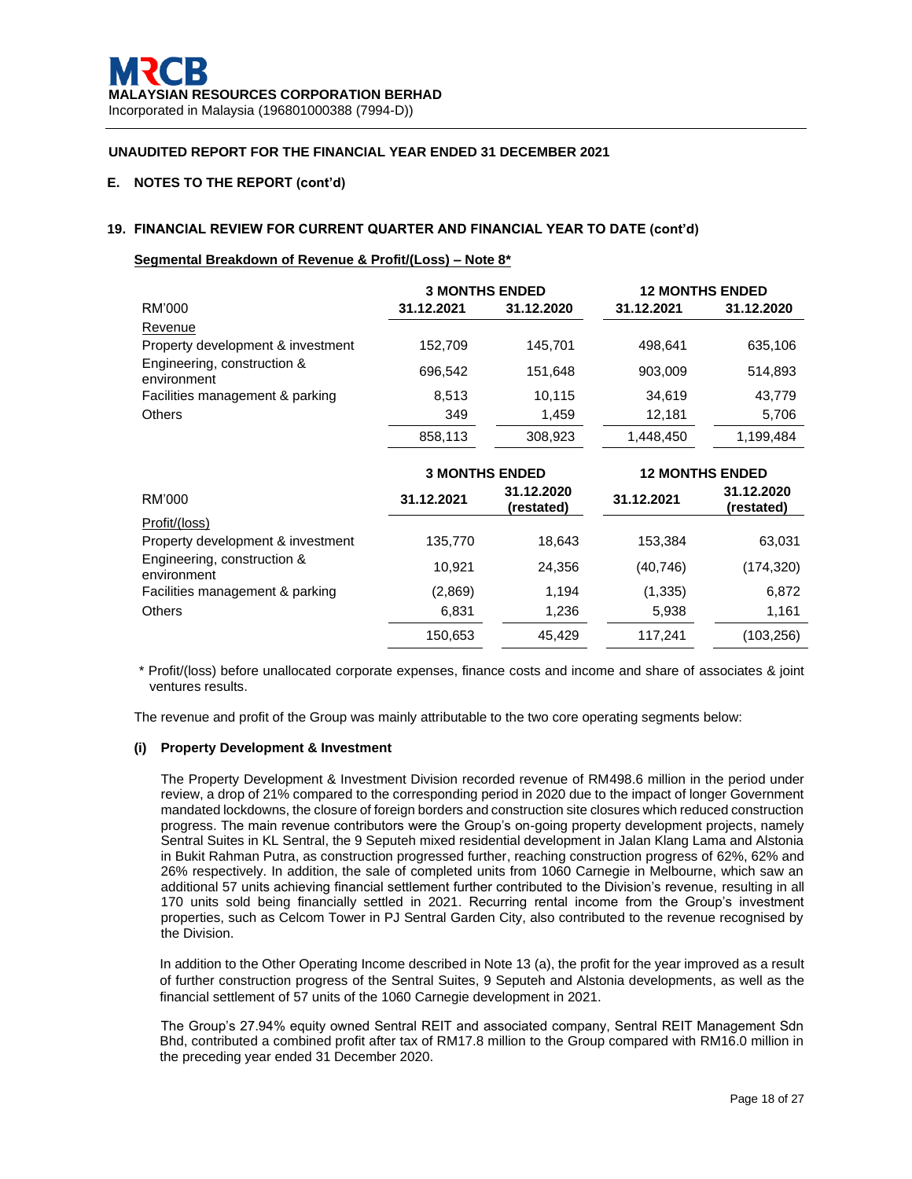**MALAYSIAN RESOURCES CORPORATION BERHAD**
Incorporated in Malaysia (196801000388 (7994-D))

**UNAUDITED REPORT FOR THE FINANCIAL YEAR ENDED 31 DECEMBER 2021**

**E. NOTES TO THE REPORT (cont'd)**

**19. FINANCIAL REVIEW FOR CURRENT QUARTER AND FINANCIAL YEAR TO DATE (cont'd)**

**Segmental Breakdown of Revenue & Profit/(Loss) – Note 8***

| RM'000 | 3 MONTHS ENDED | | 12 MONTHS ENDED | |
|---|---|---|---|---|
| | 31.12.2021 | 31.12.2020 | 31.12.2021 | 31.12.2020 |
| Revenue | | | | |
| Property development & investment | 152,709 | 145,701 | 498,641 | 635,106 |
| Engineering, construction & environment | 696,542 | 151,648 | 903,009 | 514,893 |
| Facilities management & parking | 8,513 | 10,115 | 34,619 | 43,779 |
| Others | 349 | 1,459 | 12,181 | 5,706 |
| | 858,113 | 308,923 | 1,448,450 | 1,199,484 |

| RM'000 | 3 MONTHS ENDED | | 12 MONTHS ENDED | |
|---|---|---|---|---|
| | 31.12.2021 | 31.12.2020 (restated) | 31.12.2021 | 31.12.2020 (restated) |
| Profit/(loss) | | | | |
| Property development & investment | 135,770 | 18,643 | 153,384 | 63,031 |
| Engineering, construction & environment | 10,921 | 24,356 | (40,746) | (174,320) |
| Facilities management & parking | (2,869) | 1,194 | (1,335) | 6,872 |
| Others | 6,831 | 1,236 | 5,938 | 1,161 |
| | 150,653 | 45,429 | 117,241 | (103,256) |

\* Profit/(loss) before unallocated corporate expenses, finance costs and income and share of associates & joint ventures results.

The revenue and profit of the Group was mainly attributable to the two core operating segments below:

**(i) Property Development & Investment**

The Property Development & Investment Division recorded revenue of RM498.6 million in the period under review, a drop of 21% compared to the corresponding period in 2020 due to the impact of longer Government mandated lockdowns, the closure of foreign borders and construction site closures which reduced construction progress. The main revenue contributors were the Group's on-going property development projects, namely Sentral Suites in KL Sentral, the 9 Seputeh mixed residential development in Jalan Klang Lama and Alstonia in Bukit Rahman Putra, as construction progressed further, reaching construction progress of 62%, 62% and 26% respectively. In addition, the sale of completed units from 1060 Carnegie in Melbourne, which saw an additional 57 units achieving financial settlement further contributed to the Division's revenue, resulting in all 170 units sold being financially settled in 2021. Recurring rental income from the Group's investment properties, such as Celcom Tower in PJ Sentral Garden City, also contributed to the revenue recognised by the Division.

In addition to the Other Operating Income described in Note 13 (a), the profit for the year improved as a result of further construction progress of the Sentral Suites, 9 Seputeh and Alstonia developments, as well as the financial settlement of 57 units of the 1060 Carnegie development in 2021.

The Group's 27.94% equity owned Sentral REIT and associated company, Sentral REIT Management Sdn Bhd, contributed a combined profit after tax of RM17.8 million to the Group compared with RM16.0 million in the preceding year ended 31 December 2020.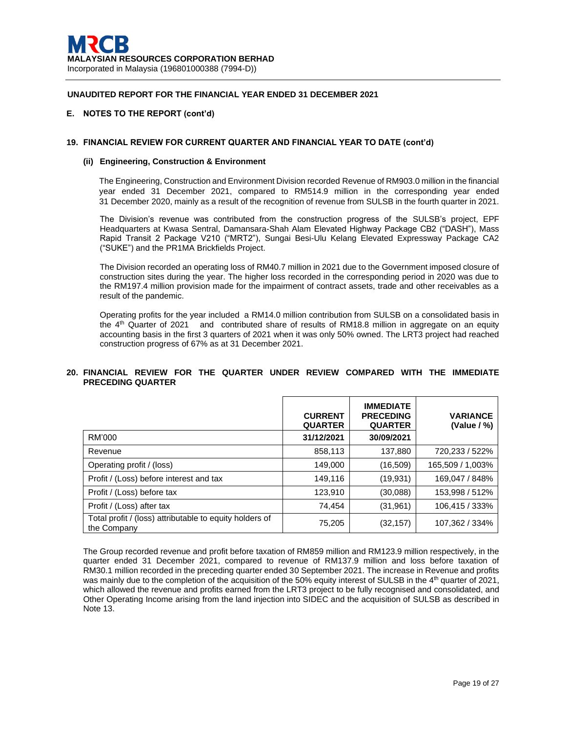**MALAYSIAN RESOURCES CORPORATION BERHAD**
Incorporated in Malaysia (196801000388 (7994-D))

**UNAUDITED REPORT FOR THE FINANCIAL YEAR ENDED 31 DECEMBER 2021**

**E. NOTES TO THE REPORT (cont'd)**

**19. FINANCIAL REVIEW FOR CURRENT QUARTER AND FINANCIAL YEAR TO DATE (cont'd)**

**(ii) Engineering, Construction & Environment**

The Engineering, Construction and Environment Division recorded Revenue of RM903.0 million in the financial year ended 31 December 2021, compared to RM514.9 million in the corresponding year ended 31 December 2020, mainly as a result of the recognition of revenue from SULSB in the fourth quarter in 2021.

The Division's revenue was contributed from the construction progress of the SULSB's project, EPF Headquarters at Kwasa Sentral, Damansara-Shah Alam Elevated Highway Package CB2 ("DASH"), Mass Rapid Transit 2 Package V210 ("MRT2"), Sungai Besi-Ulu Kelang Elevated Expressway Package CA2 ("SUKE") and the PR1MA Brickfields Project.

The Division recorded an operating loss of RM40.7 million in 2021 due to the Government imposed closure of construction sites during the year. The higher loss recorded in the corresponding period in 2020 was due to the RM197.4 million provision made for the impairment of contract assets, trade and other receivables as a result of the pandemic.

Operating profits for the year included a RM14.0 million contribution from SULSB on a consolidated basis in the 4th Quarter of 2021 and contributed share of results of RM18.8 million in aggregate on an equity accounting basis in the first 3 quarters of 2021 when it was only 50% owned. The LRT3 project had reached construction progress of 67% as at 31 December 2021.

**20. FINANCIAL REVIEW FOR THE QUARTER UNDER REVIEW COMPARED WITH THE IMMEDIATE PRECEDING QUARTER**

| | **CURRENT QUARTER** | **IMMEDIATE PRECEDING QUARTER** | **VARIANCE (Value / %)** |
|---|---|---|---|
| RM'000 | **31/12/2021** | **30/09/2021** | |
| Revenue | 858,113 | 137,880 | 720,233 / 522% |
| Operating profit / (loss) | 149,000 | (16,509) | 165,509 / 1,003% |
| Profit / (Loss) before interest and tax | 149,116 | (19,931) | 169,047 / 848% |
| Profit / (Loss) before tax | 123,910 | (30,088) | 153,998 / 512% |
| Profit / (Loss) after tax | 74,454 | (31,961) | 106,415 / 333% |
| Total profit / (loss) attributable to equity holders of the Company | 75,205 | (32,157) | 107,362 / 334% |

The Group recorded revenue and profit before taxation of RM859 million and RM123.9 million respectively, in the quarter ended 31 December 2021, compared to revenue of RM137.9 million and loss before taxation of RM30.1 million recorded in the preceding quarter ended 30 September 2021. The increase in Revenue and profits was mainly due to the completion of the acquisition of the 50% equity interest of SULSB in the 4th quarter of 2021, which allowed the revenue and profits earned from the LRT3 project to be fully recognised and consolidated, and Other Operating Income arising from the land injection into SIDEC and the acquisition of SULSB as described in Note 13.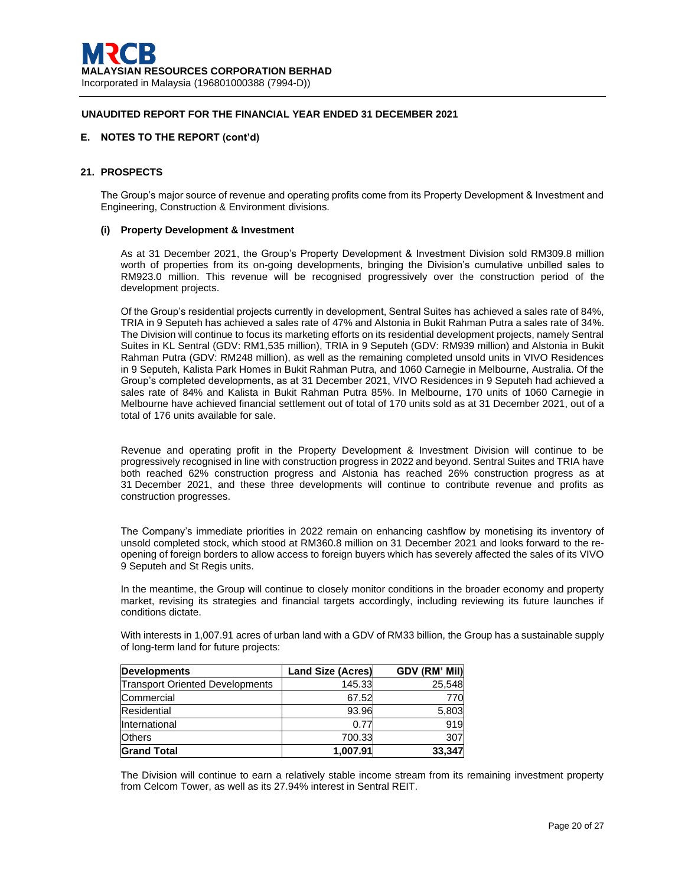**MALAYSIAN RESOURCES CORPORATION BERHAD**
Incorporated in Malaysia (196801000388 (7994-D))

**UNAUDITED REPORT FOR THE FINANCIAL YEAR ENDED 31 DECEMBER 2021**

**E. NOTES TO THE REPORT (cont'd)**

## 21. PROSPECTS

The Group's major source of revenue and operating profits come from its Property Development & Investment and Engineering, Construction & Environment divisions.

### (i) Property Development & Investment

As at 31 December 2021, the Group's Property Development & Investment Division sold RM309.8 million worth of properties from its on-going developments, bringing the Division's cumulative unbilled sales to RM923.0 million. This revenue will be recognised progressively over the construction period of the development projects.

Of the Group's residential projects currently in development, Sentral Suites has achieved a sales rate of 84%, TRIA in 9 Seputeh has achieved a sales rate of 47% and Alstonia in Bukit Rahman Putra a sales rate of 34%. The Division will continue to focus its marketing efforts on its residential development projects, namely Sentral Suites in KL Sentral (GDV: RM1,535 million), TRIA in 9 Seputeh (GDV: RM939 million) and Alstonia in Bukit Rahman Putra (GDV: RM248 million), as well as the remaining completed unsold units in VIVO Residences in 9 Seputeh, Kalista Park Homes in Bukit Rahman Putra, and 1060 Carnegie in Melbourne, Australia. Of the Group's completed developments, as at 31 December 2021, VIVO Residences in 9 Seputeh had achieved a sales rate of 84% and Kalista in Bukit Rahman Putra 85%. In Melbourne, 170 units of 1060 Carnegie in Melbourne have achieved financial settlement out of total of 170 units sold as at 31 December 2021, out of a total of 176 units available for sale.

Revenue and operating profit in the Property Development & Investment Division will continue to be progressively recognised in line with construction progress in 2022 and beyond. Sentral Suites and TRIA have both reached 62% construction progress and Alstonia has reached 26% construction progress as at 31 December 2021, and these three developments will continue to contribute revenue and profits as construction progresses.

The Company's immediate priorities in 2022 remain on enhancing cashflow by monetising its inventory of unsold completed stock, which stood at RM360.8 million on 31 December 2021 and looks forward to the re-opening of foreign borders to allow access to foreign buyers which has severely affected the sales of its VIVO 9 Seputeh and St Regis units.

In the meantime, the Group will continue to closely monitor conditions in the broader economy and property market, revising its strategies and financial targets accordingly, including reviewing its future launches if conditions dictate.

With interests in 1,007.91 acres of urban land with a GDV of RM33 billion, the Group has a sustainable supply of long-term land for future projects:

| Developments | Land Size (Acres) | GDV (RM' Mil) |
|---|---|---|
| Transport Oriented Developments | 145.33 | 25,548 |
| Commercial | 67.52 | 770 |
| Residential | 93.96 | 5,803 |
| International | 0.77 | 919 |
| Others | 700.33 | 307 |
| **Grand Total** | **1,007.91** | **33,347** |

The Division will continue to earn a relatively stable income stream from its remaining investment property from Celcom Tower, as well as its 27.94% interest in Sentral REIT.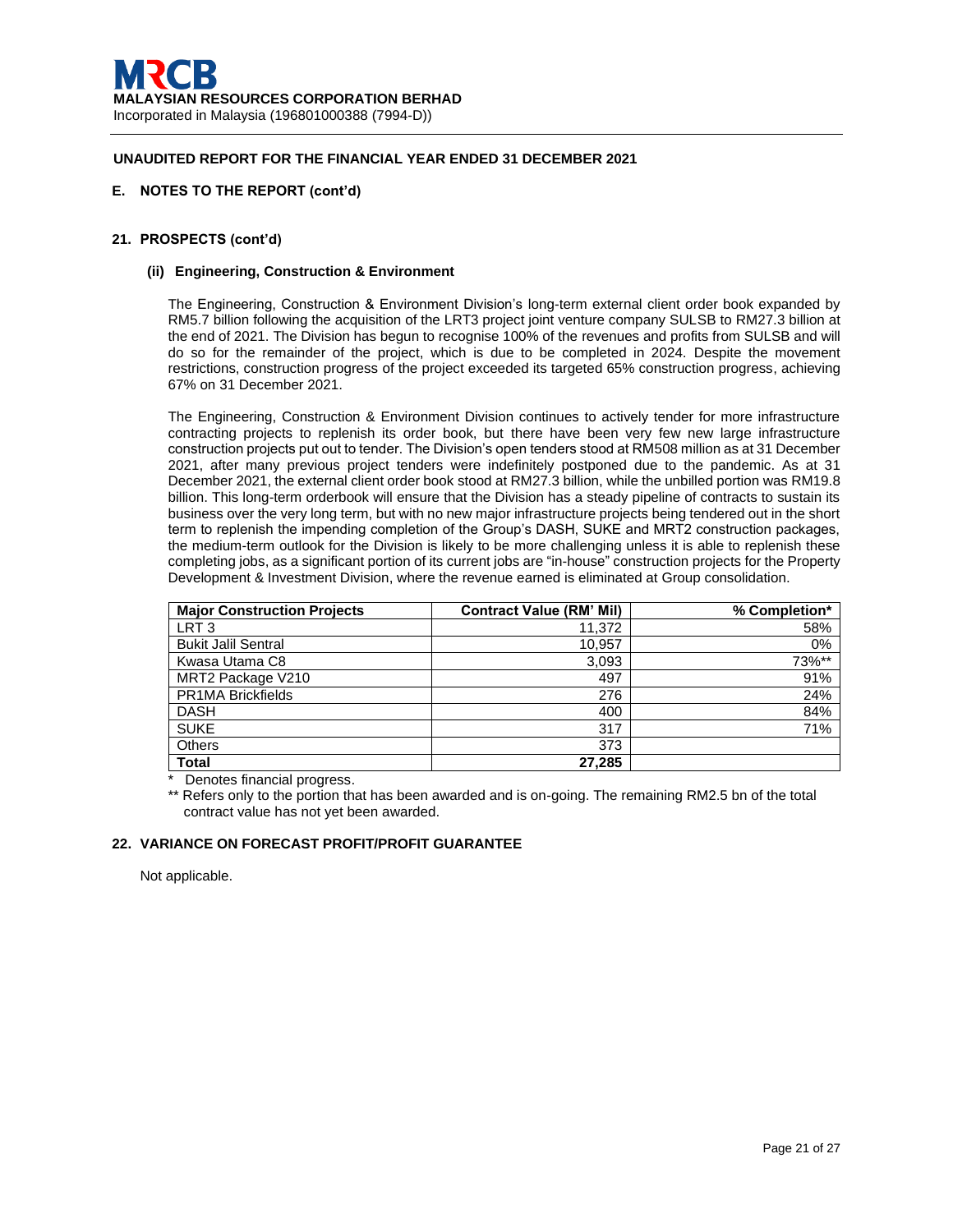**MALAYSIAN RESOURCES CORPORATION BERHAD**
Incorporated in Malaysia (196801000388 (7994-D))

**UNAUDITED REPORT FOR THE FINANCIAL YEAR ENDED 31 DECEMBER 2021**

## E. NOTES TO THE REPORT (cont'd)

### 21. PROSPECTS (cont'd)

#### (ii) Engineering, Construction & Environment

The Engineering, Construction & Environment Division's long-term external client order book expanded by RM5.7 billion following the acquisition of the LRT3 project joint venture company SULSB to RM27.3 billion at the end of 2021. The Division has begun to recognise 100% of the revenues and profits from SULSB and will do so for the remainder of the project, which is due to be completed in 2024. Despite the movement restrictions, construction progress of the project exceeded its targeted 65% construction progress, achieving 67% on 31 December 2021.

The Engineering, Construction & Environment Division continues to actively tender for more infrastructure contracting projects to replenish its order book, but there have been very few new large infrastructure construction projects put out to tender. The Division's open tenders stood at RM508 million as at 31 December 2021, after many previous project tenders were indefinitely postponed due to the pandemic. As at 31 December 2021, the external client order book stood at RM27.3 billion, while the unbilled portion was RM19.8 billion. This long-term orderbook will ensure that the Division has a steady pipeline of contracts to sustain its business over the very long term, but with no new major infrastructure projects being tendered out in the short term to replenish the impending completion of the Group's DASH, SUKE and MRT2 construction packages, the medium-term outlook for the Division is likely to be more challenging unless it is able to replenish these completing jobs, as a significant portion of its current jobs are "in-house" construction projects for the Property Development & Investment Division, where the revenue earned is eliminated at Group consolidation.

| Major Construction Projects | Contract Value (RM' Mil) | % Completion* |
|---|---:|---:|
| LRT 3 | 11,372 | 58% |
| Bukit Jalil Sentral | 10,957 | 0% |
| Kwasa Utama C8 | 3,093 | 73%** |
| MRT2 Package V210 | 497 | 91% |
| PR1MA Brickfields | 276 | 24% |
| DASH | 400 | 84% |
| SUKE | 317 | 71% |
| Others | 373 | |
| **Total** | **27,285** | |

\* Denotes financial progress.

** Refers only to the portion that has been awarded and is on-going. The remaining RM2.5 bn of the total contract value has not yet been awarded.

### 22. VARIANCE ON FORECAST PROFIT/PROFIT GUARANTEE

Not applicable.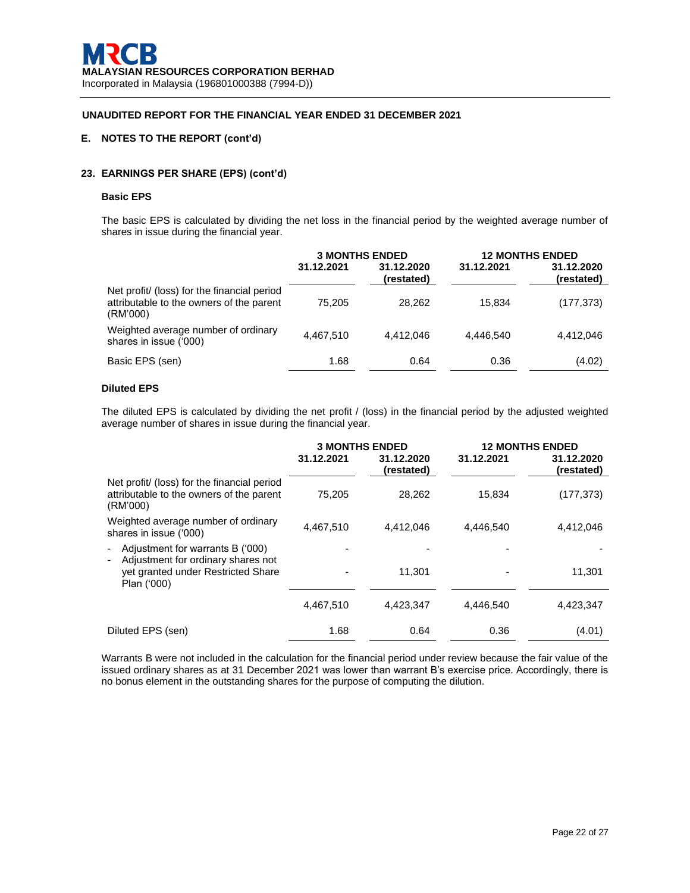**MALAYSIAN RESOURCES CORPORATION BERHAD**
Incorporated in Malaysia (196801000388 (7994-D))

**UNAUDITED REPORT FOR THE FINANCIAL YEAR ENDED 31 DECEMBER 2021**

## E. NOTES TO THE REPORT (cont'd)

### 23. EARNINGS PER SHARE (EPS) (cont'd)

**Basic EPS**

The basic EPS is calculated by dividing the net loss in the financial period by the weighted average number of shares in issue during the financial year.

| | 3 MONTHS ENDED | | 12 MONTHS ENDED | |
|---|---|---|---|---|
| | 31.12.2021 | 31.12.2020 (restated) | 31.12.2021 | 31.12.2020 (restated) |
| Net profit/ (loss) for the financial period attributable to the owners of the parent (RM'000) | 75,205 | 28,262 | 15,834 | (177,373) |
| Weighted average number of ordinary shares in issue ('000) | 4,467,510 | 4,412,046 | 4,446,540 | 4,412,046 |
| Basic EPS (sen) | 1.68 | 0.64 | 0.36 | (4.02) |

**Diluted EPS**

The diluted EPS is calculated by dividing the net profit / (loss) in the financial period by the adjusted weighted average number of shares in issue during the financial year.

| | 3 MONTHS ENDED | | 12 MONTHS ENDED | |
|---|---|---|---|---|
| | 31.12.2021 | 31.12.2020 (restated) | 31.12.2021 | 31.12.2020 (restated) |
| Net profit/ (loss) for the financial period attributable to the owners of the parent (RM'000) | 75,205 | 28,262 | 15,834 | (177,373) |
| Weighted average number of ordinary shares in issue ('000) | 4,467,510 | 4,412,046 | 4,446,540 | 4,412,046 |
| - Adjustment for warrants B ('000) | - | - | - | - |
| - Adjustment for ordinary shares not yet granted under Restricted Share Plan ('000) | - | 11,301 | - | 11,301 |
| | 4,467,510 | 4,423,347 | 4,446,540 | 4,423,347 |
| Diluted EPS (sen) | 1.68 | 0.64 | 0.36 | (4.01) |

Warrants B were not included in the calculation for the financial period under review because the fair value of the issued ordinary shares as at 31 December 2021 was lower than warrant B's exercise price. Accordingly, there is no bonus element in the outstanding shares for the purpose of computing the dilution.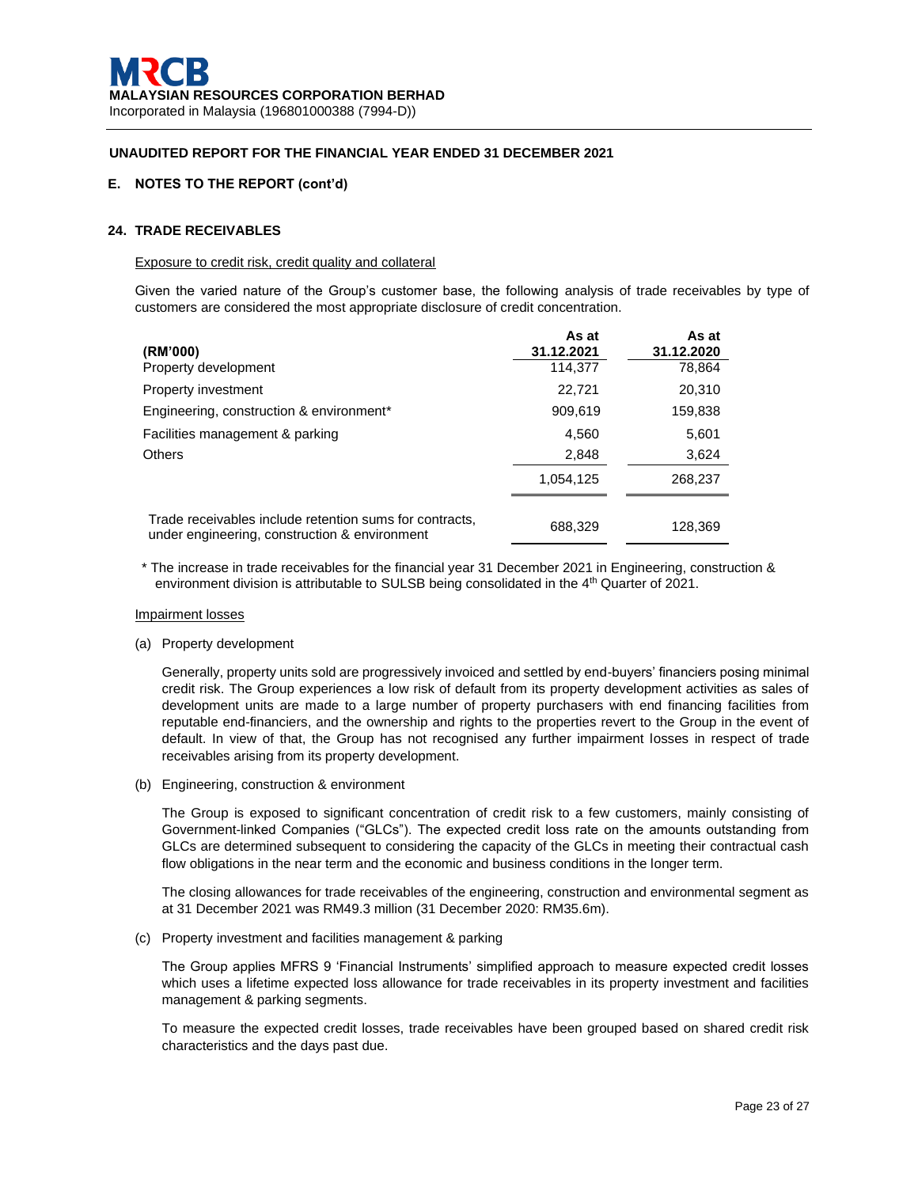**MALAYSIAN RESOURCES CORPORATION BERHAD**
Incorporated in Malaysia (196801000388 (7994-D))

**UNAUDITED REPORT FOR THE FINANCIAL YEAR ENDED 31 DECEMBER 2021**

## E. NOTES TO THE REPORT (cont'd)

### 24. TRADE RECEIVABLES

Exposure to credit risk, credit quality and collateral

Given the varied nature of the Group's customer base, the following analysis of trade receivables by type of customers are considered the most appropriate disclosure of credit concentration.

| (RM'000) | As at 31.12.2021 | As at 31.12.2020 |
|---|---|---|
| Property development | 114,377 | 78,864 |
| Property investment | 22,721 | 20,310 |
| Engineering, construction & environment* | 909,619 | 159,838 |
| Facilities management & parking | 4,560 | 5,601 |
| Others | 2,848 | 3,624 |
| | 1,054,125 | 268,237 |
| Trade receivables include retention sums for contracts, under engineering, construction & environment | 688,329 | 128,369 |

\* The increase in trade receivables for the financial year 31 December 2021 in Engineering, construction & environment division is attributable to SULSB being consolidated in the 4th Quarter of 2021.

Impairment losses

(a) Property development

Generally, property units sold are progressively invoiced and settled by end-buyers' financiers posing minimal credit risk. The Group experiences a low risk of default from its property development activities as sales of development units are made to a large number of property purchasers with end financing facilities from reputable end-financiers, and the ownership and rights to the properties revert to the Group in the event of default. In view of that, the Group has not recognised any further impairment losses in respect of trade receivables arising from its property development.

(b) Engineering, construction & environment

The Group is exposed to significant concentration of credit risk to a few customers, mainly consisting of Government-linked Companies ("GLCs"). The expected credit loss rate on the amounts outstanding from GLCs are determined subsequent to considering the capacity of the GLCs in meeting their contractual cash flow obligations in the near term and the economic and business conditions in the longer term.

The closing allowances for trade receivables of the engineering, construction and environmental segment as at 31 December 2021 was RM49.3 million (31 December 2020: RM35.6m).

(c) Property investment and facilities management & parking

The Group applies MFRS 9 'Financial Instruments' simplified approach to measure expected credit losses which uses a lifetime expected loss allowance for trade receivables in its property investment and facilities management & parking segments.

To measure the expected credit losses, trade receivables have been grouped based on shared credit risk characteristics and the days past due.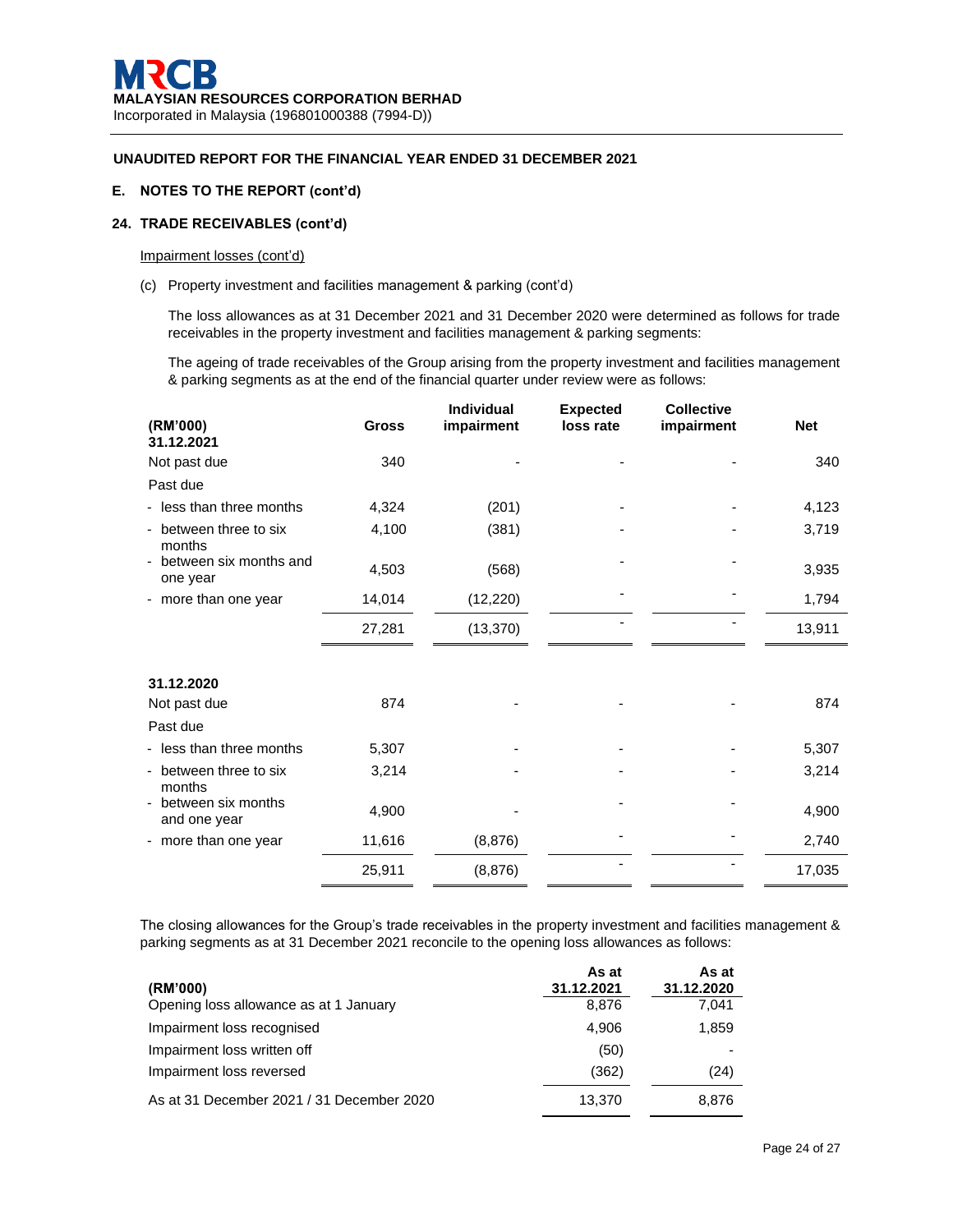**MALAYSIAN RESOURCES CORPORATION BERHAD**
Incorporated in Malaysia (196801000388 (7994-D))

**UNAUDITED REPORT FOR THE FINANCIAL YEAR ENDED 31 DECEMBER 2021**

**E. NOTES TO THE REPORT (cont'd)**

**24. TRADE RECEIVABLES (cont'd)**

Impairment losses (cont'd)

(c) Property investment and facilities management & parking (cont'd)

The loss allowances as at 31 December 2021 and 31 December 2020 were determined as follows for trade receivables in the property investment and facilities management & parking segments:

The ageing of trade receivables of the Group arising from the property investment and facilities management & parking segments as at the end of the financial quarter under review were as follows:

| (RM'000) | Gross | Individual impairment | Expected loss rate | Collective impairment | Net |
|---|---|---|---|---|---|
| **31.12.2021** | | | | | |
| Not past due | 340 | - | - | - | 340 |
| Past due | | | | | |
| - less than three months | 4,324 | (201) | - | - | 4,123 |
| - between three to six months | 4,100 | (381) | - | - | 3,719 |
| - between six months and one year | 4,503 | (568) | - | - | 3,935 |
| - more than one year | 14,014 | (12,220) | - | - | 1,794 |
| | 27,281 | (13,370) | - | - | 13,911 |
| **31.12.2020** | | | | | |
| Not past due | 874 | - | - | - | 874 |
| Past due | | | | | |
| - less than three months | 5,307 | - | - | - | 5,307 |
| - between three to six months | 3,214 | - | - | - | 3,214 |
| - between six months and one year | 4,900 | - | - | - | 4,900 |
| - more than one year | 11,616 | (8,876) | - | - | 2,740 |
| | 25,911 | (8,876) | - | - | 17,035 |

The closing allowances for the Group's trade receivables in the property investment and facilities management & parking segments as at 31 December 2021 reconcile to the opening loss allowances as follows:

| (RM'000) | As at 31.12.2021 | As at 31.12.2020 |
|---|---|---|
| Opening loss allowance as at 1 January | 8,876 | 7,041 |
| Impairment loss recognised | 4,906 | 1,859 |
| Impairment loss written off | (50) | - |
| Impairment loss reversed | (362) | (24) |
| As at 31 December 2021 / 31 December 2020 | 13,370 | 8,876 |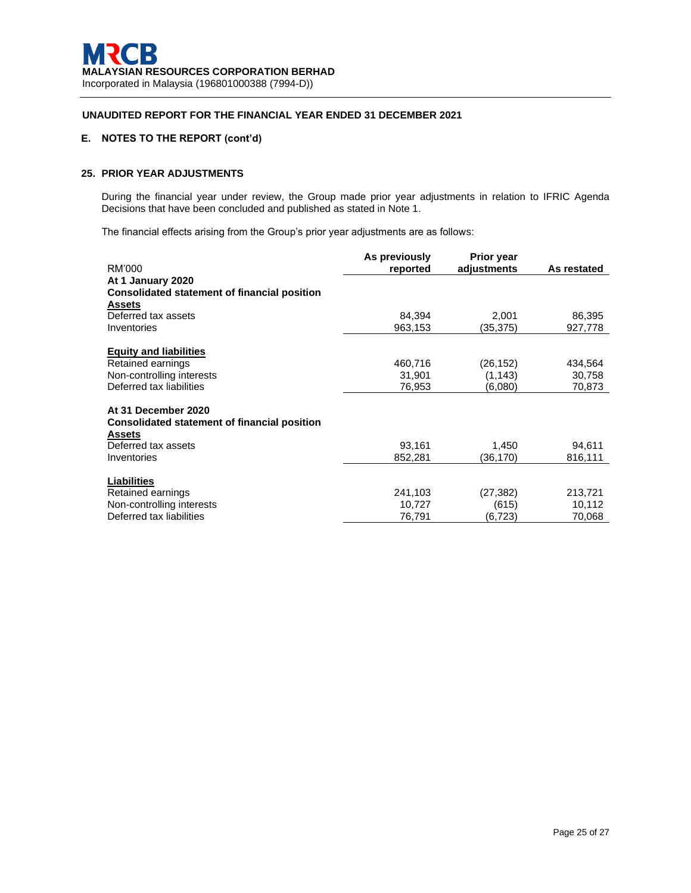**MALAYSIAN RESOURCES CORPORATION BERHAD**
Incorporated in Malaysia (196801000388 (7994-D))

**UNAUDITED REPORT FOR THE FINANCIAL YEAR ENDED 31 DECEMBER 2021**

## E. NOTES TO THE REPORT (cont'd)

### 25. PRIOR YEAR ADJUSTMENTS

During the financial year under review, the Group made prior year adjustments in relation to IFRIC Agenda Decisions that have been concluded and published as stated in Note 1.

The financial effects arising from the Group's prior year adjustments are as follows:

| RM'000 | As previously reported | Prior year adjustments | As restated |
|---|---|---|---|
| **At 1 January 2020** | | | |
| **Consolidated statement of financial position** | | | |
| **Assets** | | | |
| Deferred tax assets | 84,394 | 2,001 | 86,395 |
| Inventories | 963,153 | (35,375) | 927,778 |
| **Equity and liabilities** | | | |
| Retained earnings | 460,716 | (26,152) | 434,564 |
| Non-controlling interests | 31,901 | (1,143) | 30,758 |
| Deferred tax liabilities | 76,953 | (6,080) | 70,873 |
| **At 31 December 2020** | | | |
| **Consolidated statement of financial position** | | | |
| **Assets** | | | |
| Deferred tax assets | 93,161 | 1,450 | 94,611 |
| Inventories | 852,281 | (36,170) | 816,111 |
| **Liabilities** | | | |
| Retained earnings | 241,103 | (27,382) | 213,721 |
| Non-controlling interests | 10,727 | (615) | 10,112 |
| Deferred tax liabilities | 76,791 | (6,723) | 70,068 |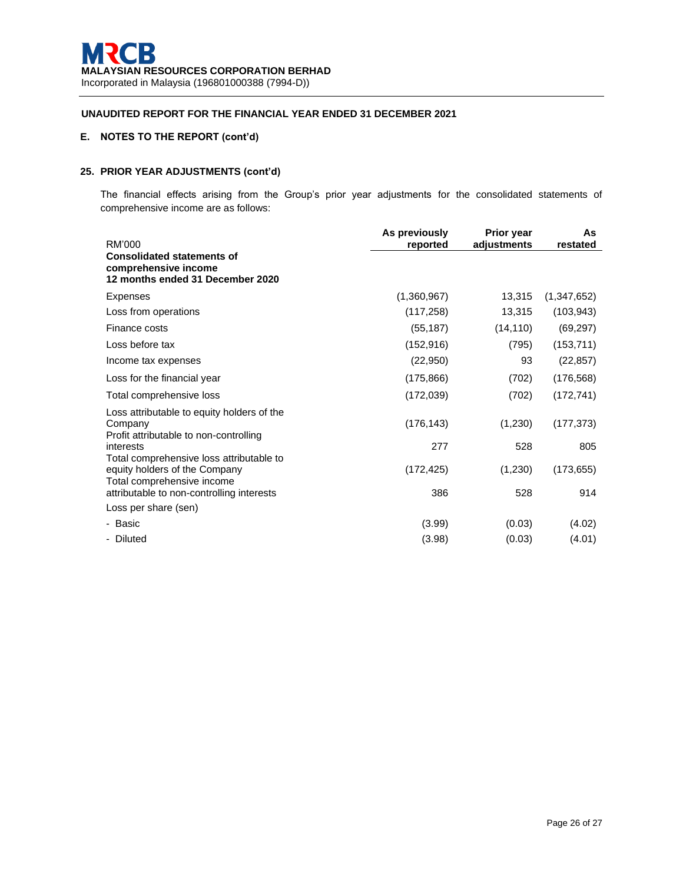**MALAYSIAN RESOURCES CORPORATION BERHAD**
Incorporated in Malaysia (196801000388 (7994-D))

**UNAUDITED REPORT FOR THE FINANCIAL YEAR ENDED 31 DECEMBER 2021**

## E. NOTES TO THE REPORT (cont'd)

### 25. PRIOR YEAR ADJUSTMENTS (cont'd)

The financial effects arising from the Group's prior year adjustments for the consolidated statements of comprehensive income are as follows:

| RM'000 | As previously reported | Prior year adjustments | As restated |
|---|---|---|---|
| **Consolidated statements of comprehensive income 12 months ended 31 December 2020** | | | |
| Expenses | (1,360,967) | 13,315 | (1,347,652) |
| Loss from operations | (117,258) | 13,315 | (103,943) |
| Finance costs | (55,187) | (14,110) | (69,297) |
| Loss before tax | (152,916) | (795) | (153,711) |
| Income tax expenses | (22,950) | 93 | (22,857) |
| Loss for the financial year | (175,866) | (702) | (176,568) |
| Total comprehensive loss | (172,039) | (702) | (172,741) |
| Loss attributable to equity holders of the Company | (176,143) | (1,230) | (177,373) |
| Profit attributable to non-controlling interests | 277 | 528 | 805 |
| Total comprehensive loss attributable to equity holders of the Company | (172,425) | (1,230) | (173,655) |
| Total comprehensive income attributable to non-controlling interests | 386 | 528 | 914 |
| Loss per share (sen) | | | |
| - Basic | (3.99) | (0.03) | (4.02) |
| - Diluted | (3.98) | (0.03) | (4.01) |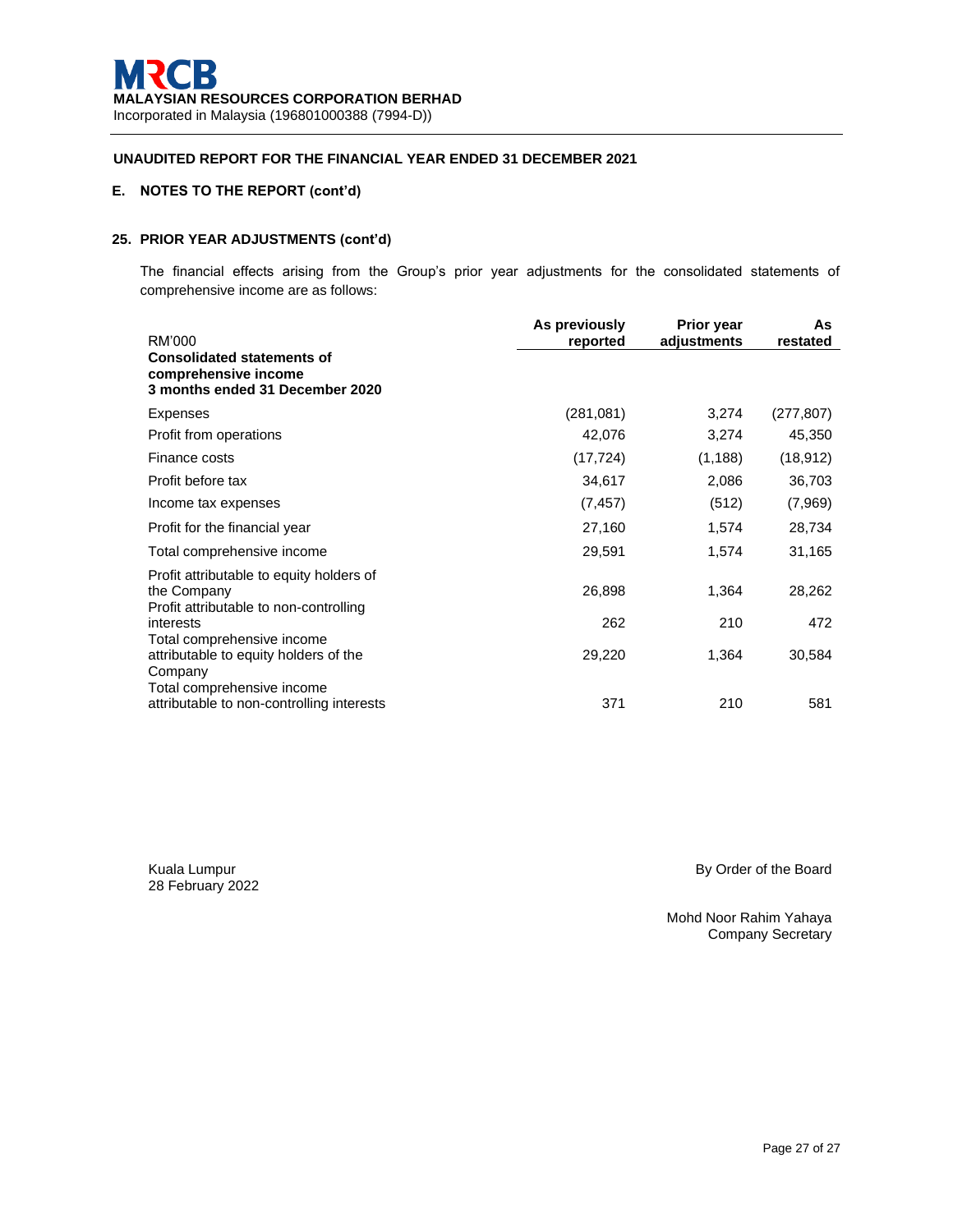**MRCB**

**MALAYSIAN RESOURCES CORPORATION BERHAD**

Incorporated in Malaysia (196801000388 (7994-D))

**UNAUDITED REPORT FOR THE FINANCIAL YEAR ENDED 31 DECEMBER 2021**

## E. NOTES TO THE REPORT (cont'd)

### 25. PRIOR YEAR ADJUSTMENTS (cont'd)

The financial effects arising from the Group's prior year adjustments for the consolidated statements of comprehensive income are as follows:

| RM'000 | As previously reported | Prior year adjustments | As restated |
|---|---|---|---|
| **Consolidated statements of comprehensive income 3 months ended 31 December 2020** | | | |
| Expenses | (281,081) | 3,274 | (277,807) |
| Profit from operations | 42,076 | 3,274 | 45,350 |
| Finance costs | (17,724) | (1,188) | (18,912) |
| Profit before tax | 34,617 | 2,086 | 36,703 |
| Income tax expenses | (7,457) | (512) | (7,969) |
| Profit for the financial year | 27,160 | 1,574 | 28,734 |
| Total comprehensive income | 29,591 | 1,574 | 31,165 |
| Profit attributable to equity holders of the Company | 26,898 | 1,364 | 28,262 |
| Profit attributable to non-controlling interests | 262 | 210 | 472 |
| Total comprehensive income attributable to equity holders of the Company | 29,220 | 1,364 | 30,584 |
| Total comprehensive income attributable to non-controlling interests | 371 | 210 | 581 |

Kuala Lumpur
28 February 2022

By Order of the Board

Mohd Noor Rahim Yahaya
Company Secretary